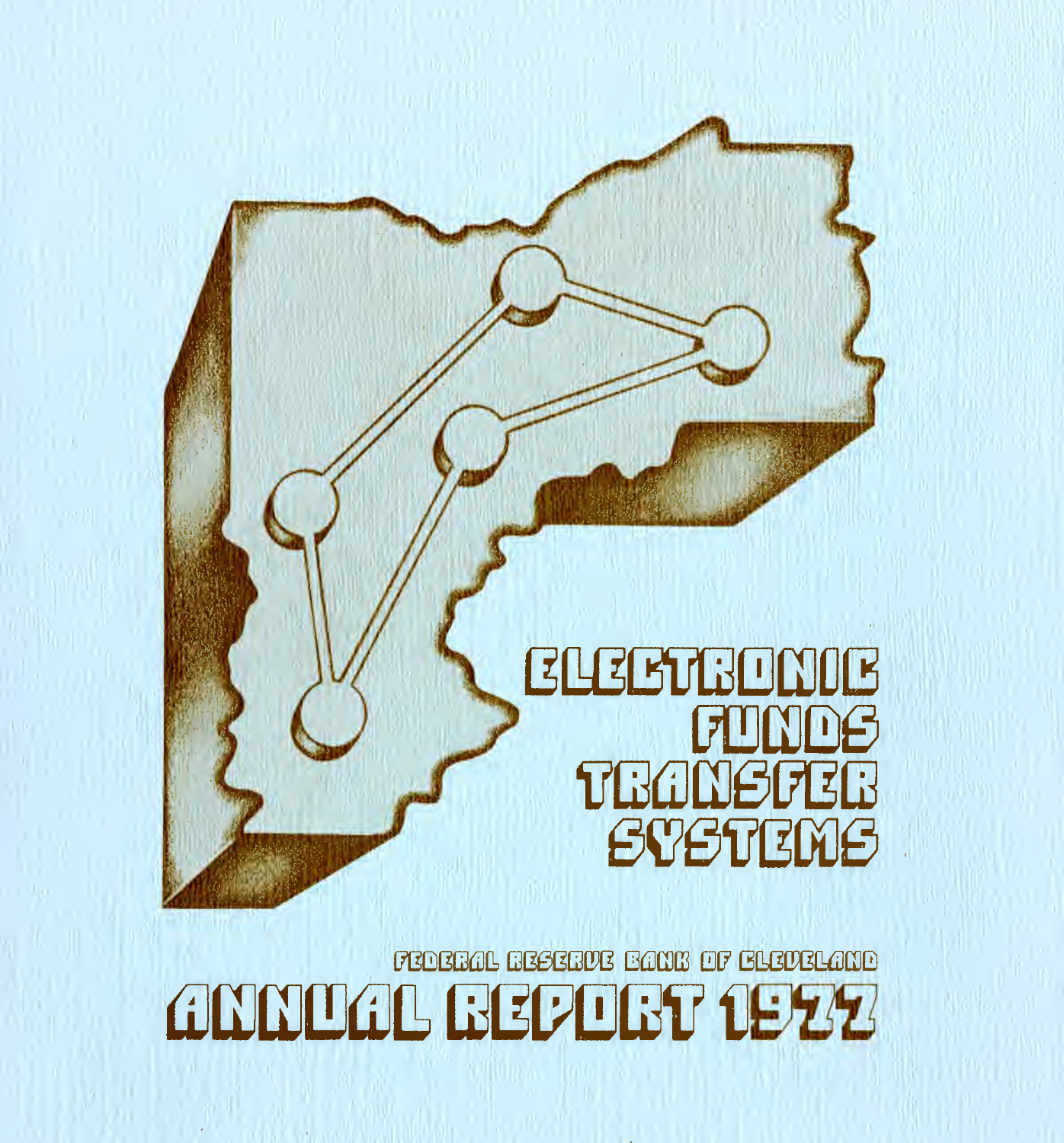# ELECTRONIC FUNDS TRANSFER SYSTEMS

FEDERAL RESERVE BANK OF CLEVELAND

# ANNUAL REPORT 1977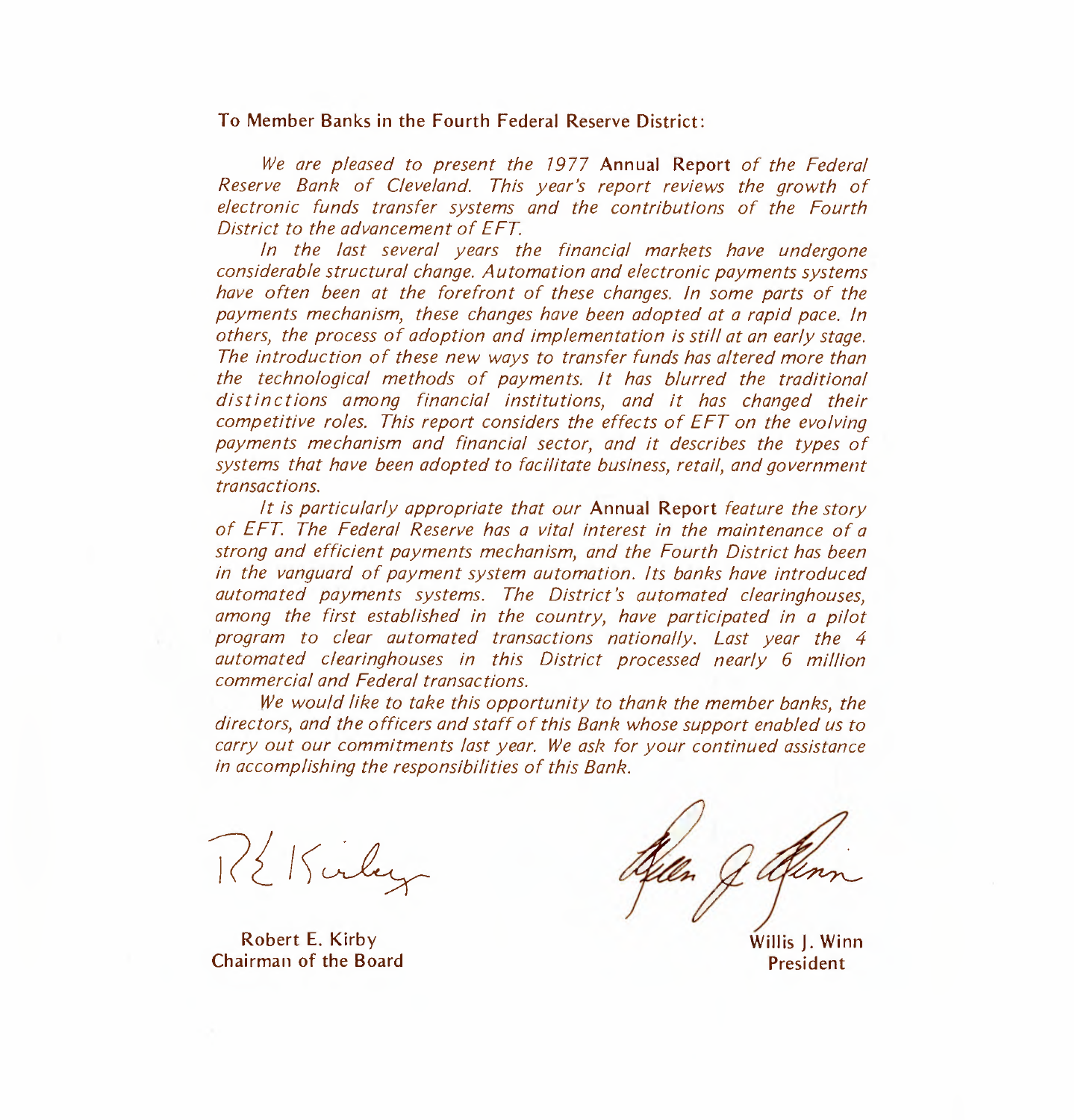To Member Banks in the Fourth Federal Reserve District:

*We are pleased to present the 1977* Annual Report *of the Federal Reserve Bank of Cleveland. This year's report reviews the growth of electronic funds transfer systems and the contributions of the Fourth District to the advancement of EFT.*

*In the last several years the financial markets have undergone considerable structural change. Automation and electronic payments systems have often been at the forefront of these changes. In some parts of the payments mechanism, these changes have been adopted at a rapid pace. In others, the process of adoption and implementation is still at an early stage. The introduction of these new ways to transfer funds has altered more than the technological methods of payments. It has blurred the traditional distinctions among financial institutions, and it has changed their competitive roles. This report considers the effects of EFT on the evolving payments mechanism and financial sector, and it describes the types of systems that have been adopted to facilitate business, retail, and government transactions.*

*It is particularly appropriate that our* Annual Report *feature the story of EFT. The Federal Reserve has a vital interest in the maintenance of a strong and efficient payments mechanism, and the Fourth District has been in the vanguard of payment system automation. Its banks have introduced automated payments systems. The District's automated clearinghouses, among the first established in the country, have participated in a pilot program to clear automated transactions nationally. Last year the 4 automated clearinghouses in this District processed nearly 6 million commercial and Federal transactions.*

*We would like to take this opportunity to thank the member banks, the directors, and the officers and staff of this Bank whose support enabled us to carry out our commitments last year. We ask for your continued assistance in accomplishing the responsibilities of this Bank.*

Robert E. Kirby
Chairman of the Board

Willis J. Winn
President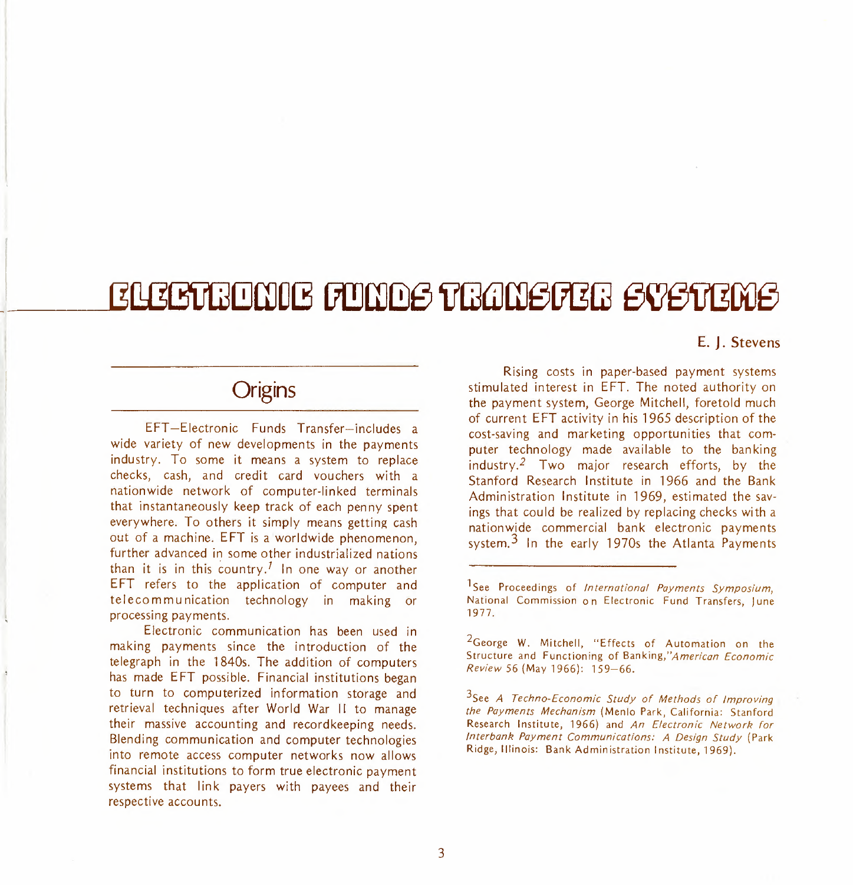# ELECTRONIC FUNDS TRANSFER SYSTEMS

E. J. Stevens

## Origins

EFT—Electronic Funds Transfer—includes a wide variety of new developments in the payments industry. To some it means a system to replace checks, cash, and credit card vouchers with a nationwide network of computer-linked terminals that instantaneously keep track of each penny spent everywhere. To others it simply means getting cash out of a machine. EFT is a worldwide phenomenon, further advanced in some other industrialized nations than it is in this country.[1] In one way or another EFT refers to the application of computer and telecommunication technology in making or processing payments.

Electronic communication has been used in making payments since the introduction of the telegraph in the 1840s. The addition of computers has made EFT possible. Financial institutions began to turn to computerized information storage and retrieval techniques after World War II to manage their massive accounting and recordkeeping needs. Blending communication and computer technologies into remote access computer networks now allows financial institutions to form true electronic payment systems that link payers with payees and their respective accounts.

Rising costs in paper-based payment systems stimulated interest in EFT. The noted authority on the payment system, George Mitchell, foretold much of current EFT activity in his 1965 description of the cost-saving and marketing opportunities that computer technology made available to the banking industry.[2] Two major research efforts, by the Stanford Research Institute in 1966 and the Bank Administration Institute in 1969, estimated the savings that could be realized by replacing checks with a nationwide commercial bank electronic payments system.[3] In the early 1970s the Atlanta Payments

---

[1] See Proceedings of *International Payments Symposium*, National Commission on Electronic Fund Transfers, June 1977.

[2] George W. Mitchell, "Effects of Automation on the Structure and Functioning of Banking," *American Economic Review* 56 (May 1966): 159–66.

[3] See *A Techno-Economic Study of Methods of Improving the Payments Mechanism* (Menlo Park, California: Stanford Research Institute, 1966) and *An Electronic Network for Interbank Payment Communications: A Design Study* (Park Ridge, Illinois: Bank Administration Institute, 1969).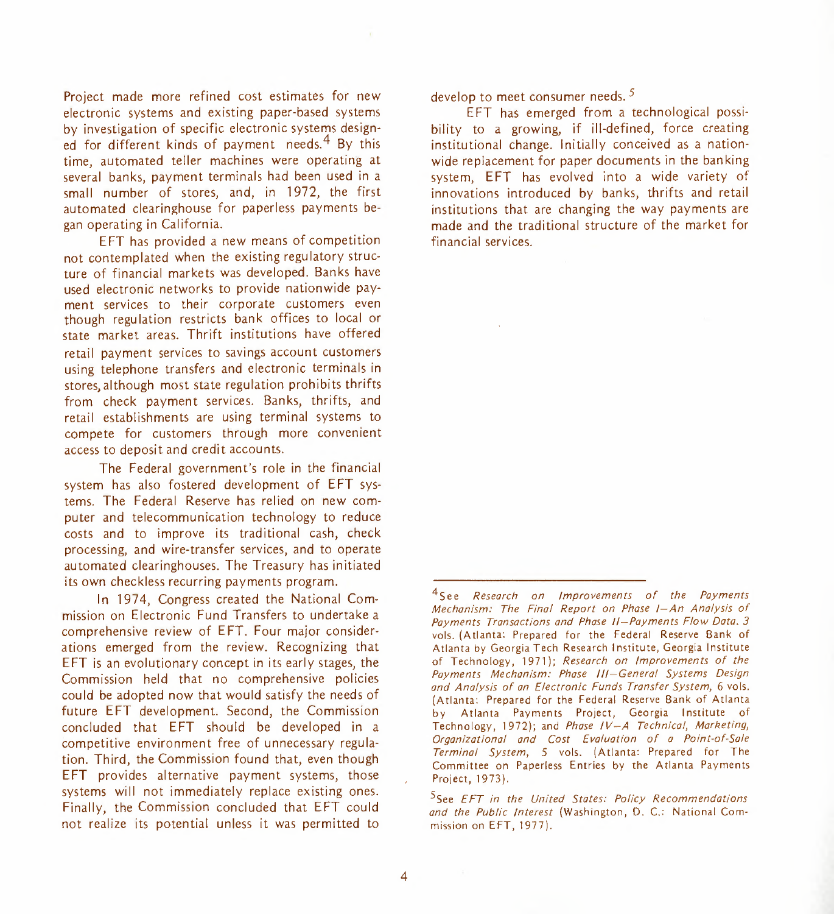Project made more refined cost estimates for new electronic systems and existing paper-based systems by investigation of specific electronic systems designed for different kinds of payment needs.[4] By this time, automated teller machines were operating at several banks, payment terminals had been used in a small number of stores, and, in 1972, the first automated clearinghouse for paperless payments began operating in California.

EFT has provided a new means of competition not contemplated when the existing regulatory structure of financial markets was developed. Banks have used electronic networks to provide nationwide payment services to their corporate customers even though regulation restricts bank offices to local or state market areas. Thrift institutions have offered retail payment services to savings account customers using telephone transfers and electronic terminals in stores, although most state regulation prohibits thrifts from check payment services. Banks, thrifts, and retail establishments are using terminal systems to compete for customers through more convenient access to deposit and credit accounts.

The Federal government's role in the financial system has also fostered development of EFT systems. The Federal Reserve has relied on new computer and telecommunication technology to reduce costs and to improve its traditional cash, check processing, and wire-transfer services, and to operate automated clearinghouses. The Treasury has initiated its own checkless recurring payments program.

In 1974, Congress created the National Commission on Electronic Fund Transfers to undertake a comprehensive review of EFT. Four major considerations emerged from the review. Recognizing that EFT is an evolutionary concept in its early stages, the Commission held that no comprehensive policies could be adopted now that would satisfy the needs of future EFT development. Second, the Commission concluded that EFT should be developed in a competitive environment free of unnecessary regulation. Third, the Commission found that, even though EFT provides alternative payment systems, those systems will not immediately replace existing ones. Finally, the Commission concluded that EFT could not realize its potential unless it was permitted to develop to meet consumer needs.[5]

EFT has emerged from a technological possibility to a growing, if ill-defined, force creating institutional change. Initially conceived as a nationwide replacement for paper documents in the banking system, EFT has evolved into a wide variety of innovations introduced by banks, thrifts and retail institutions that are changing the way payments are made and the traditional structure of the market for financial services.

---

[4] See *Research on Improvements of the Payments Mechanism: The Final Report on Phase I—An Analysis of Payments Transactions and Phase II—Payments Flow Data.* 3 vols. (Atlanta: Prepared for the Federal Reserve Bank of Atlanta by Georgia Tech Research Institute, Georgia Institute of Technology, 1971); *Research on Improvements of the Payments Mechanism: Phase III—General Systems Design and Analysis of an Electronic Funds Transfer System,* 6 vols. (Atlanta: Prepared for the Federal Reserve Bank of Atlanta by Atlanta Payments Project, Georgia Institute of Technology, 1972); and *Phase IV—A Technical, Marketing, Organizational and Cost Evaluation of a Point-of-Sale Terminal System,* 5 vols. (Atlanta: Prepared for The Committee on Paperless Entries by the Atlanta Payments Project, 1973).

[5] See *EFT in the United States: Policy Recommendations and the Public Interest* (Washington, D. C.: National Commission on EFT, 1977).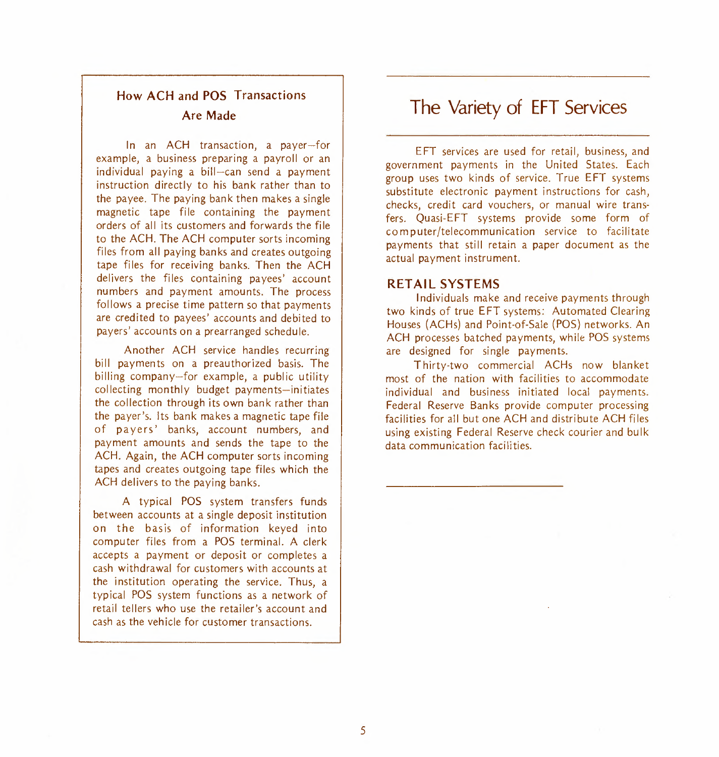## How ACH and POS Transactions Are Made

In an ACH transaction, a payer—for example, a business preparing a payroll or an individual paying a bill—can send a payment instruction directly to his bank rather than to the payee. The paying bank then makes a single magnetic tape file containing the payment orders of all its customers and forwards the file to the ACH. The ACH computer sorts incoming files from all paying banks and creates outgoing tape files for receiving banks. Then the ACH delivers the files containing payees' account numbers and payment amounts. The process follows a precise time pattern so that payments are credited to payees' accounts and debited to payers' accounts on a prearranged schedule.

Another ACH service handles recurring bill payments on a preauthorized basis. The billing company—for example, a public utility collecting monthly budget payments—initiates the collection through its own bank rather than the payer's. Its bank makes a magnetic tape file of payers' banks, account numbers, and payment amounts and sends the tape to the ACH. Again, the ACH computer sorts incoming tapes and creates outgoing tape files which the ACH delivers to the paying banks.

A typical POS system transfers funds between accounts at a single deposit institution on the basis of information keyed into computer files from a POS terminal. A clerk accepts a payment or deposit or completes a cash withdrawal for customers with accounts at the institution operating the service. Thus, a typical POS system functions as a network of retail tellers who use the retailer's account and cash as the vehicle for customer transactions.

# The Variety of EFT Services

EFT services are used for retail, business, and government payments in the United States. Each group uses two kinds of service. True EFT systems substitute electronic payment instructions for cash, checks, credit card vouchers, or manual wire transfers. Quasi-EFT systems provide some form of computer/telecommunication service to facilitate payments that still retain a paper document as the actual payment instrument.

## RETAIL SYSTEMS

Individuals make and receive payments through two kinds of true EFT systems: Automated Clearing Houses (ACHs) and Point-of-Sale (POS) networks. An ACH processes batched payments, while POS systems are designed for single payments.

Thirty-two commercial ACHs now blanket most of the nation with facilities to accommodate individual and business initiated local payments. Federal Reserve Banks provide computer processing facilities for all but one ACH and distribute ACH files using existing Federal Reserve check courier and bulk data communication facilities.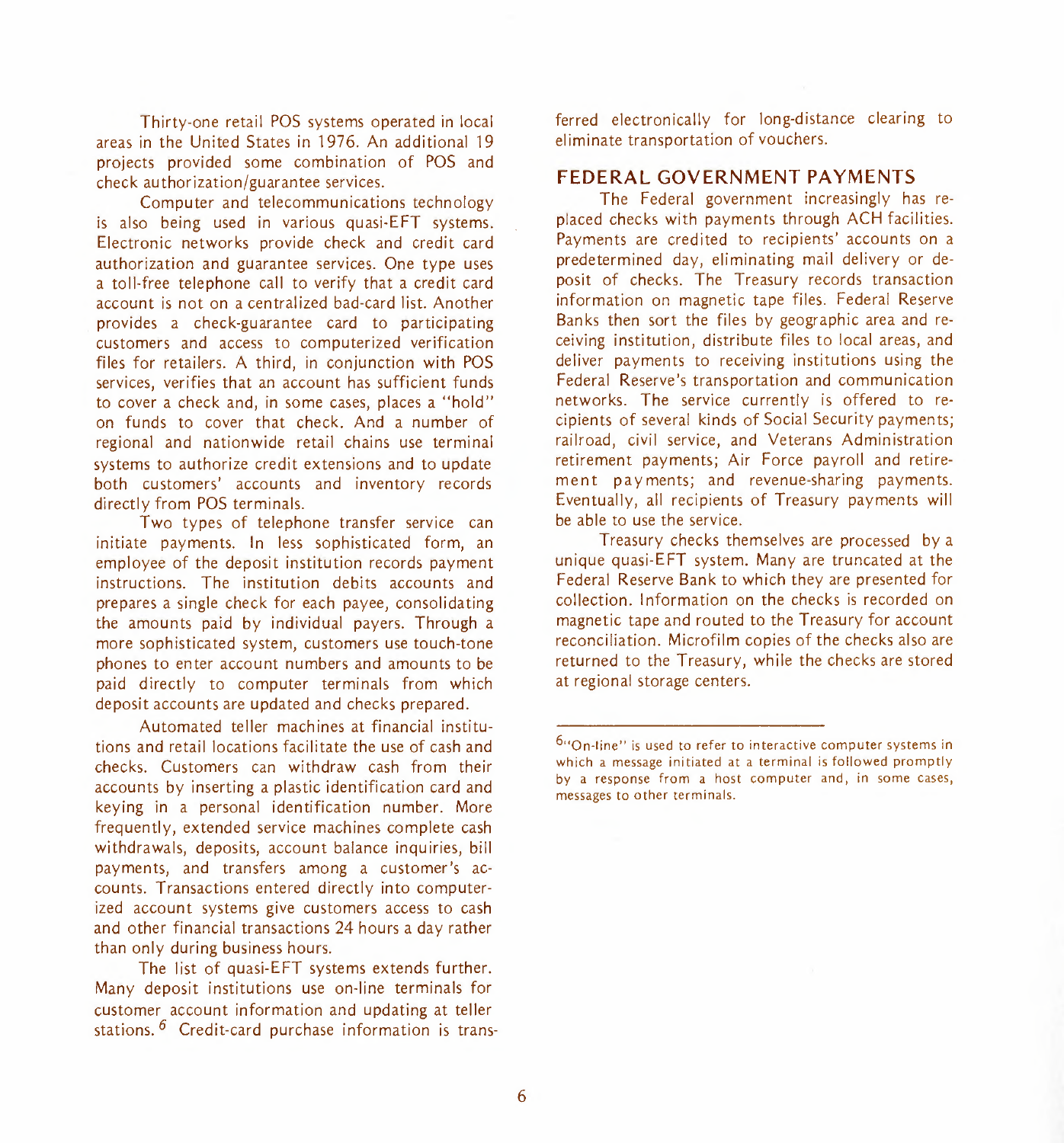Thirty-one retail POS systems operated in local areas in the United States in 1976. An additional 19 projects provided some combination of POS and check authorization/guarantee services.

Computer and telecommunications technology is also being used in various quasi-EFT systems. Electronic networks provide check and credit card authorization and guarantee services. One type uses a toll-free telephone call to verify that a credit card account is not on a centralized bad-card list. Another provides a check-guarantee card to participating customers and access to computerized verification files for retailers. A third, in conjunction with POS services, verifies that an account has sufficient funds to cover a check and, in some cases, places a "hold" on funds to cover that check. And a number of regional and nationwide retail chains use terminal systems to authorize credit extensions and to update both customers' accounts and inventory records directly from POS terminals.

Two types of telephone transfer service can initiate payments. In less sophisticated form, an employee of the deposit institution records payment instructions. The institution debits accounts and prepares a single check for each payee, consolidating the amounts paid by individual payers. Through a more sophisticated system, customers use touch-tone phones to enter account numbers and amounts to be paid directly to computer terminals from which deposit accounts are updated and checks prepared.

Automated teller machines at financial institutions and retail locations facilitate the use of cash and checks. Customers can withdraw cash from their accounts by inserting a plastic identification card and keying in a personal identification number. More frequently, extended service machines complete cash withdrawals, deposits, account balance inquiries, bill payments, and transfers among a customer's accounts. Transactions entered directly into computerized account systems give customers access to cash and other financial transactions 24 hours a day rather than only during business hours.

The list of quasi-EFT systems extends further. Many deposit institutions use on-line terminals for customer account information and updating at teller stations.[6] Credit-card purchase information is transferred electronically for long-distance clearing to eliminate transportation of vouchers.

## FEDERAL GOVERNMENT PAYMENTS

The Federal government increasingly has replaced checks with payments through ACH facilities. Payments are credited to recipients' accounts on a predetermined day, eliminating mail delivery or deposit of checks. The Treasury records transaction information on magnetic tape files. Federal Reserve Banks then sort the files by geographic area and receiving institution, distribute files to local areas, and deliver payments to receiving institutions using the Federal Reserve's transportation and communication networks. The service currently is offered to recipients of several kinds of Social Security payments; railroad, civil service, and Veterans Administration retirement payments; Air Force payroll and retirement payments; and revenue-sharing payments. Eventually, all recipients of Treasury payments will be able to use the service.

Treasury checks themselves are processed by a unique quasi-EFT system. Many are truncated at the Federal Reserve Bank to which they are presented for collection. Information on the checks is recorded on magnetic tape and routed to the Treasury for account reconciliation. Microfilm copies of the checks also are returned to the Treasury, while the checks are stored at regional storage centers.

---

[6] "On-line" is used to refer to interactive computer systems in which a message initiated at a terminal is followed promptly by a response from a host computer and, in some cases, messages to other terminals.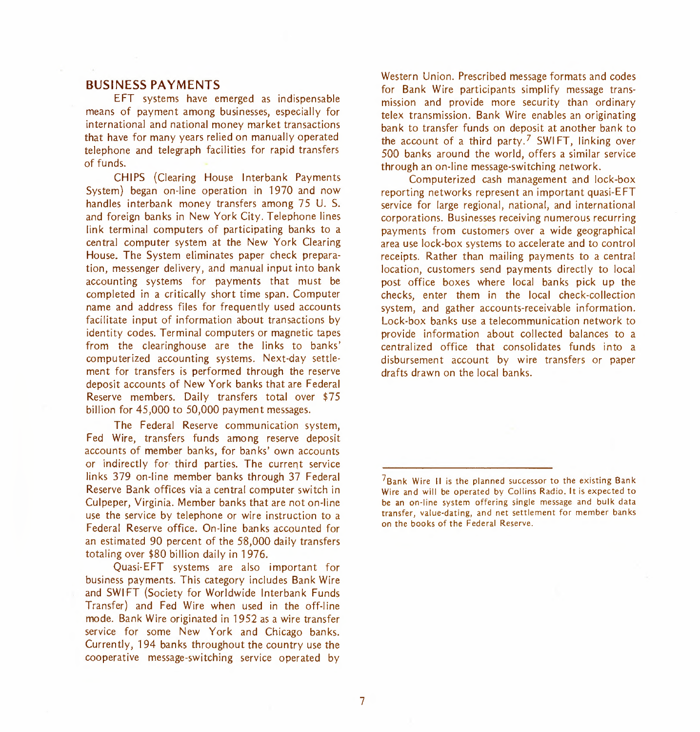## BUSINESS PAYMENTS

EFT systems have emerged as indispensable means of payment among businesses, especially for international and national money market transactions that have for many years relied on manually operated telephone and telegraph facilities for rapid transfers of funds.

CHIPS (Clearing House Interbank Payments System) began on-line operation in 1970 and now handles interbank money transfers among 75 U. S. and foreign banks in New York City. Telephone lines link terminal computers of participating banks to a central computer system at the New York Clearing House. The System eliminates paper check preparation, messenger delivery, and manual input into bank accounting systems for payments that must be completed in a critically short time span. Computer name and address files for frequently used accounts facilitate input of information about transactions by identity codes. Terminal computers or magnetic tapes from the clearinghouse are the links to banks' computerized accounting systems. Next-day settlement for transfers is performed through the reserve deposit accounts of New York banks that are Federal Reserve members. Daily transfers total over $75 billion for 45,000 to 50,000 payment messages.

The Federal Reserve communication system, Fed Wire, transfers funds among reserve deposit accounts of member banks, for banks' own accounts or indirectly for third parties. The current service links 379 on-line member banks through 37 Federal Reserve Bank offices via a central computer switch in Culpeper, Virginia. Member banks that are not on-line use the service by telephone or wire instruction to a Federal Reserve office. On-line banks accounted for an estimated 90 percent of the 58,000 daily transfers totaling over $80 billion daily in 1976.

Quasi-EFT systems are also important for business payments. This category includes Bank Wire and SWIFT (Society for Worldwide Interbank Funds Transfer) and Fed Wire when used in the off-line mode. Bank Wire originated in 1952 as a wire transfer service for some New York and Chicago banks. Currently, 194 banks throughout the country use the cooperative message-switching service operated by Western Union. Prescribed message formats and codes for Bank Wire participants simplify message transmission and provide more security than ordinary telex transmission. Bank Wire enables an originating bank to transfer funds on deposit at another bank to the account of a third party.[7] SWIFT, linking over 500 banks around the world, offers a similar service through an on-line message-switching network.

Computerized cash management and lock-box reporting networks represent an important quasi-EFT service for large regional, national, and international corporations. Businesses receiving numerous recurring payments from customers over a wide geographical area use lock-box systems to accelerate and to control receipts. Rather than mailing payments to a central location, customers send payments directly to local post office boxes where local banks pick up the checks, enter them in the local check-collection system, and gather accounts-receivable information. Lock-box banks use a telecommunication network to provide information about collected balances to a centralized office that consolidates funds into a disbursement account by wire transfers or paper drafts drawn on the local banks.

---

[7]Bank Wire II is the planned successor to the existing Bank Wire and will be operated by Collins Radio. It is expected to be an on-line system offering single message and bulk data transfer, value-dating, and net settlement for member banks on the books of the Federal Reserve.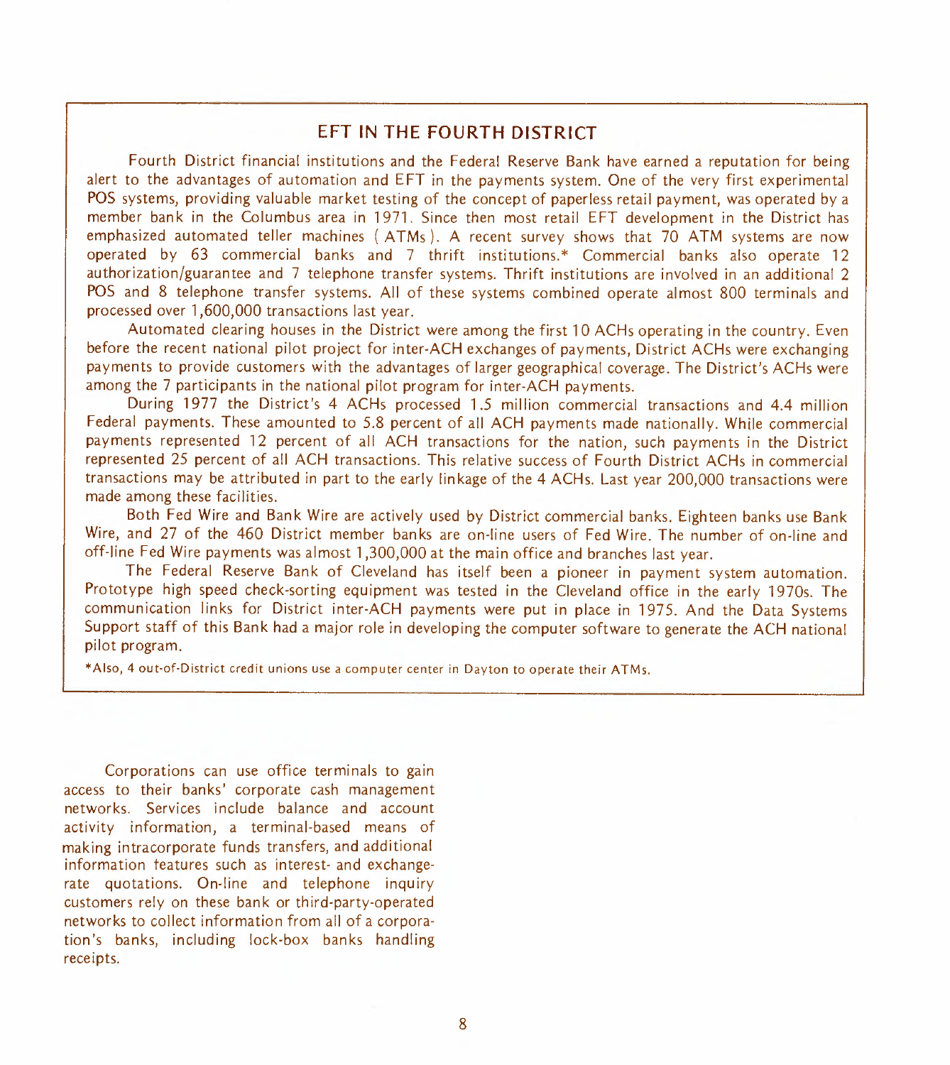## EFT IN THE FOURTH DISTRICT

Fourth District financial institutions and the Federal Reserve Bank have earned a reputation for being alert to the advantages of automation and EFT in the payments system. One of the very first experimental POS systems, providing valuable market testing of the concept of paperless retail payment, was operated by a member bank in the Columbus area in 1971. Since then most retail EFT development in the District has emphasized automated teller machines (ATMs). A recent survey shows that 70 ATM systems are now operated by 63 commercial banks and 7 thrift institutions.* Commercial banks also operate 12 authorization/guarantee and 7 telephone transfer systems. Thrift institutions are involved in an additional 2 POS and 8 telephone transfer systems. All of these systems combined operate almost 800 terminals and processed over 1,600,000 transactions last year.

Automated clearing houses in the District were among the first 10 ACHs operating in the country. Even before the recent national pilot project for inter-ACH exchanges of payments, District ACHs were exchanging payments to provide customers with the advantages of larger geographical coverage. The District's ACHs were among the 7 participants in the national pilot program for inter-ACH payments.

During 1977 the District's 4 ACHs processed 1.5 million commercial transactions and 4.4 million Federal payments. These amounted to 5.8 percent of all ACH payments made nationally. While commercial payments represented 12 percent of all ACH transactions for the nation, such payments in the District represented 25 percent of all ACH transactions. This relative success of Fourth District ACHs in commercial transactions may be attributed in part to the early linkage of the 4 ACHs. Last year 200,000 transactions were made among these facilities.

Both Fed Wire and Bank Wire are actively used by District commercial banks. Eighteen banks use Bank Wire, and 27 of the 460 District member banks are on-line users of Fed Wire. The number of on-line and off-line Fed Wire payments was almost 1,300,000 at the main office and branches last year.

The Federal Reserve Bank of Cleveland has itself been a pioneer in payment system automation. Prototype high speed check-sorting equipment was tested in the Cleveland office in the early 1970s. The communication links for District inter-ACH payments were put in place in 1975. And the Data Systems Support staff of this Bank had a major role in developing the computer software to generate the ACH national pilot program.

*Also, 4 out-of-District credit unions use a computer center in Dayton to operate their ATMs.

Corporations can use office terminals to gain access to their banks' corporate cash management networks. Services include balance and account activity information, a terminal-based means of making intracorporate funds transfers, and additional information features such as interest- and exchange-rate quotations. On-line and telephone inquiry customers rely on these bank or third-party-operated networks to collect information from all of a corporation's banks, including lock-box banks handling receipts.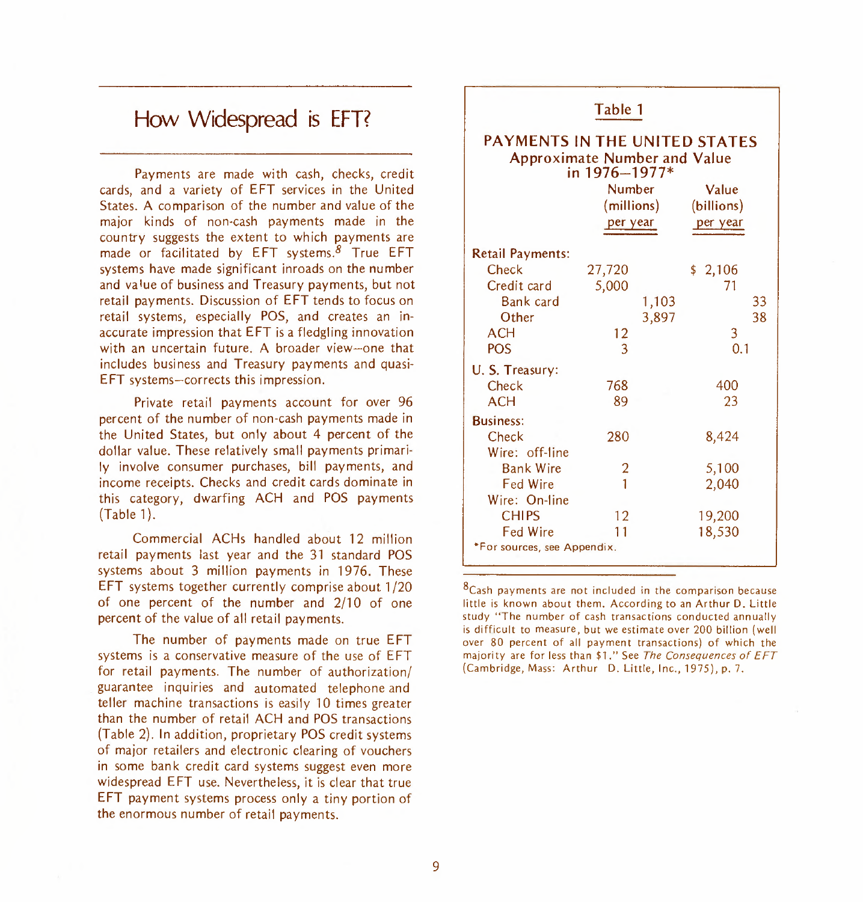## How Widespread is EFT?

Payments are made with cash, checks, credit cards, and a variety of EFT services in the United States. A comparison of the number and value of the major kinds of non-cash payments made in the country suggests the extent to which payments are made or facilitated by EFT systems.[8] True EFT systems have made significant inroads on the number and value of business and Treasury payments, but not retail payments. Discussion of EFT tends to focus on retail systems, especially POS, and creates an inaccurate impression that EFT is a fledgling innovation with an uncertain future. A broader view—one that includes business and Treasury payments and quasi-EFT systems—corrects this impression.

Private retail payments account for over 96 percent of the number of non-cash payments made in the United States, but only about 4 percent of the dollar value. These relatively small payments primarily involve consumer purchases, bill payments, and income receipts. Checks and credit cards dominate in this category, dwarfing ACH and POS payments (Table 1).

Commercial ACHs handled about 12 million retail payments last year and the 31 standard POS systems about 3 million payments in 1976. These EFT systems together currently comprise about 1/20 of one percent of the number and 2/10 of one percent of the value of all retail payments.

The number of payments made on true EFT systems is a conservative measure of the use of EFT for retail payments. The number of authorization/guarantee inquiries and automated telephone and teller machine transactions is easily 10 times greater than the number of retail ACH and POS transactions (Table 2). In addition, proprietary POS credit systems of major retailers and electronic clearing of vouchers in some bank credit card systems suggest even more widespread EFT use. Nevertheless, it is clear that true EFT payment systems process only a tiny portion of the enormous number of retail payments.

**Table 1**

**PAYMENTS IN THE UNITED STATES**
**Approximate Number and Value in 1976–1977***

| | Number (millions) per year | | Value (billions) per year | |
|---|---|---|---|---|
| **Retail Payments:** | | | | |
| Check | 27,720 | | $ 2,106 | |
| Credit card | 5,000 | | 71 | |
| Bank card | | 1,103 | | 33 |
| Other | | 3,897 | | 38 |
| ACH | 12 | | 3 | |
| POS | 3 | | 0.1 | |
| **U. S. Treasury:** | | | | |
| Check | 768 | | 400 | |
| ACH | 89 | | 23 | |
| **Business:** | | | | |
| Check | 280 | | 8,424 | |
| Wire: off-line | | | | |
| Bank Wire | 2 | | 5,100 | |
| Fed Wire | 1 | | 2,040 | |
| Wire: On-line | | | | |
| CHIPS | 12 | | 19,200 | |
| Fed Wire | 11 | | 18,530 | |

*For sources, see Appendix.

[8] Cash payments are not included in the comparison because little is known about them. According to an Arthur D. Little study "The number of cash transactions conducted annually is difficult to measure, but we estimate over 200 billion (well over 80 percent of all payment transactions) of which the majority are for less than $1." See *The Consequences of EFT* (Cambridge, Mass: Arthur D. Little, Inc., 1975), p. 7.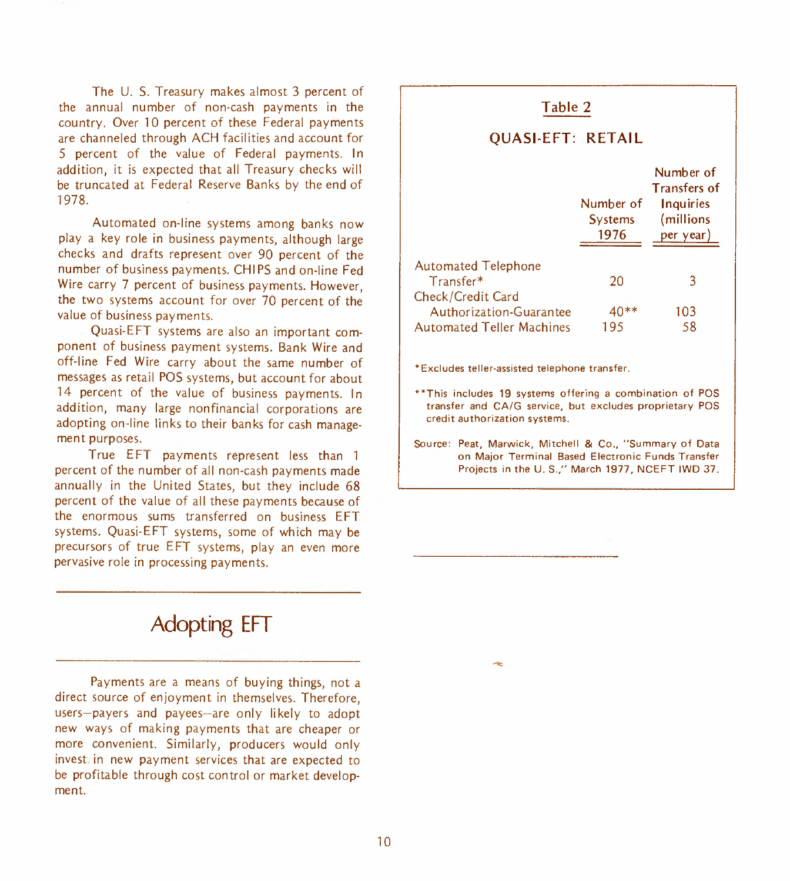The U. S. Treasury makes almost 3 percent of the annual number of non-cash payments in the country. Over 10 percent of these Federal payments are channeled through ACH facilities and account for 5 percent of the value of Federal payments. In addition, it is expected that all Treasury checks will be truncated at Federal Reserve Banks by the end of 1978.

Automated on-line systems among banks now play a key role in business payments, although large checks and drafts represent over 90 percent of the number of business payments. CHIPS and on-line Fed Wire carry 7 percent of business payments. However, the two systems account for over 70 percent of the value of business payments.

Quasi-EFT systems are also an important component of business payment systems. Bank Wire and off-line Fed Wire carry about the same number of messages as retail POS systems, but account for about 14 percent of the value of business payments. In addition, many large nonfinancial corporations are adopting on-line links to their banks for cash management purposes.

True EFT payments represent less than 1 percent of the number of all non-cash payments made annually in the United States, but they include 68 percent of the value of all these payments because of the enormous sums transferred on business EFT systems. Quasi-EFT systems, some of which may be precursors of true EFT systems, play an even more pervasive role in processing payments.

**Table 2**

**QUASI-EFT: RETAIL**

| | Number of Systems 1976 | Number of Transfers of Inquiries (millions per year) |
|---|---|---|
| Automated Telephone Transfer* | 20 | 3 |
| Check/Credit Card Authorization-Guarantee | 40** | 103 |
| Automated Teller Machines | 195 | 58 |

*Excludes teller-assisted telephone transfer.

**This includes 19 systems offering a combination of POS transfer and CA/G service, but excludes proprietary POS credit authorization systems.

Source: Peat, Marwick, Mitchell & Co., "Summary of Data on Major Terminal Based Electronic Funds Transfer Projects in the U. S.," March 1977, NCEFT IWD 37.

## Adopting EFT

Payments are a means of buying things, not a direct source of enjoyment in themselves. Therefore, users—payers and payees—are only likely to adopt new ways of making payments that are cheaper or more convenient. Similarly, producers would only invest in new payment services that are expected to be profitable through cost control or market development.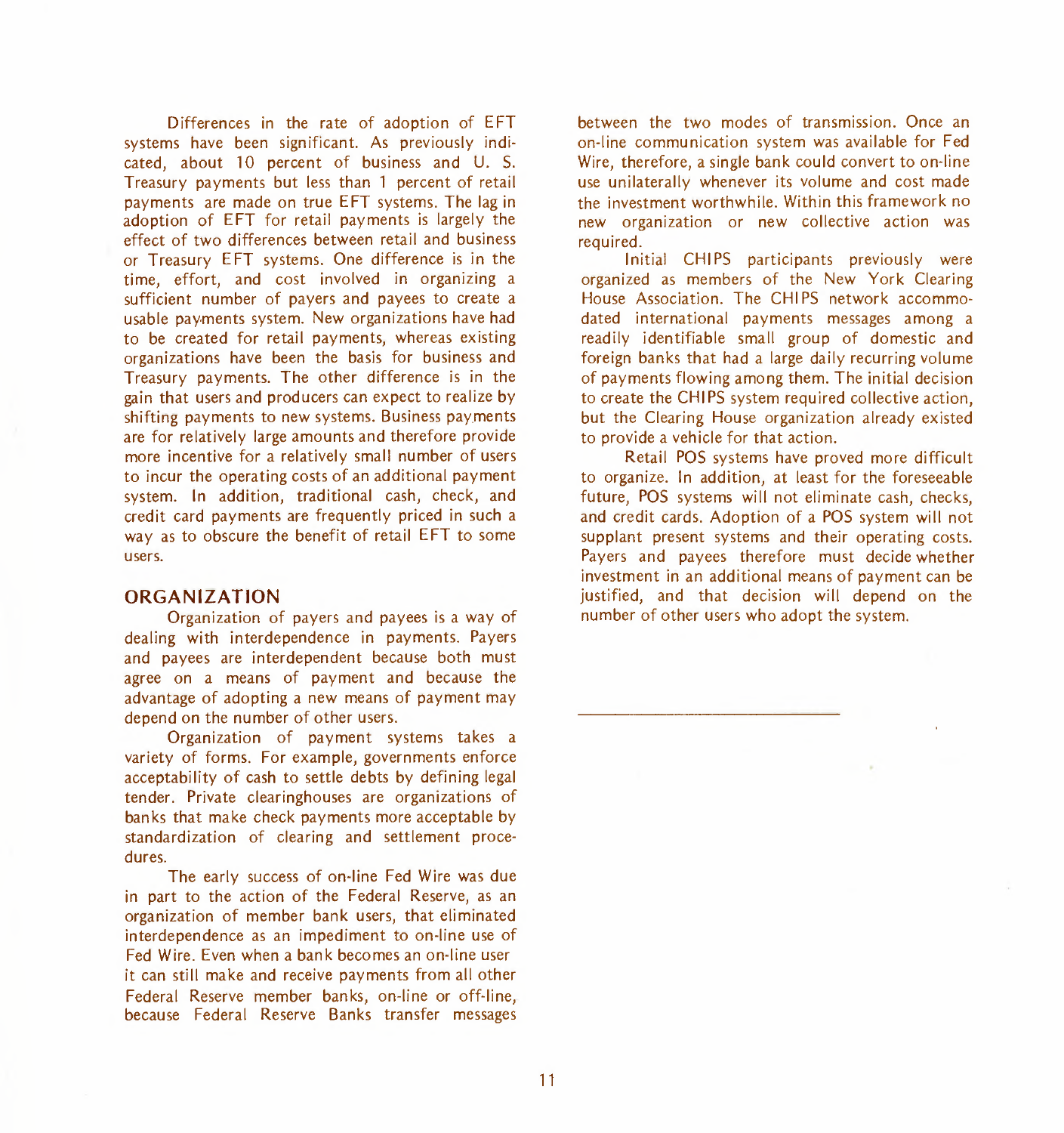Differences in the rate of adoption of EFT systems have been significant. As previously indicated, about 10 percent of business and U. S. Treasury payments but less than 1 percent of retail payments are made on true EFT systems. The lag in adoption of EFT for retail payments is largely the effect of two differences between retail and business or Treasury EFT systems. One difference is in the time, effort, and cost involved in organizing a sufficient number of payers and payees to create a usable payments system. New organizations have had to be created for retail payments, whereas existing organizations have been the basis for business and Treasury payments. The other difference is in the gain that users and producers can expect to realize by shifting payments to new systems. Business payments are for relatively large amounts and therefore provide more incentive for a relatively small number of users to incur the operating costs of an additional payment system. In addition, traditional cash, check, and credit card payments are frequently priced in such a way as to obscure the benefit of retail EFT to some users.

## ORGANIZATION

Organization of payers and payees is a way of dealing with interdependence in payments. Payers and payees are interdependent because both must agree on a means of payment and because the advantage of adopting a new means of payment may depend on the number of other users.

Organization of payment systems takes a variety of forms. For example, governments enforce acceptability of cash to settle debts by defining legal tender. Private clearinghouses are organizations of banks that make check payments more acceptable by standardization of clearing and settlement procedures.

The early success of on-line Fed Wire was due in part to the action of the Federal Reserve, as an organization of member bank users, that eliminated interdependence as an impediment to on-line use of Fed Wire. Even when a bank becomes an on-line user it can still make and receive payments from all other Federal Reserve member banks, on-line or off-line, because Federal Reserve Banks transfer messages between the two modes of transmission. Once an on-line communication system was available for Fed Wire, therefore, a single bank could convert to on-line use unilaterally whenever its volume and cost made the investment worthwhile. Within this framework no new organization or new collective action was required.

Initial CHIPS participants previously were organized as members of the New York Clearing House Association. The CHIPS network accommodated international payments messages among a readily identifiable small group of domestic and foreign banks that had a large daily recurring volume of payments flowing among them. The initial decision to create the CHIPS system required collective action, but the Clearing House organization already existed to provide a vehicle for that action.

Retail POS systems have proved more difficult to organize. In addition, at least for the foreseeable future, POS systems will not eliminate cash, checks, and credit cards. Adoption of a POS system will not supplant present systems and their operating costs. Payers and payees therefore must decide whether investment in an additional means of payment can be justified, and that decision will depend on the number of other users who adopt the system.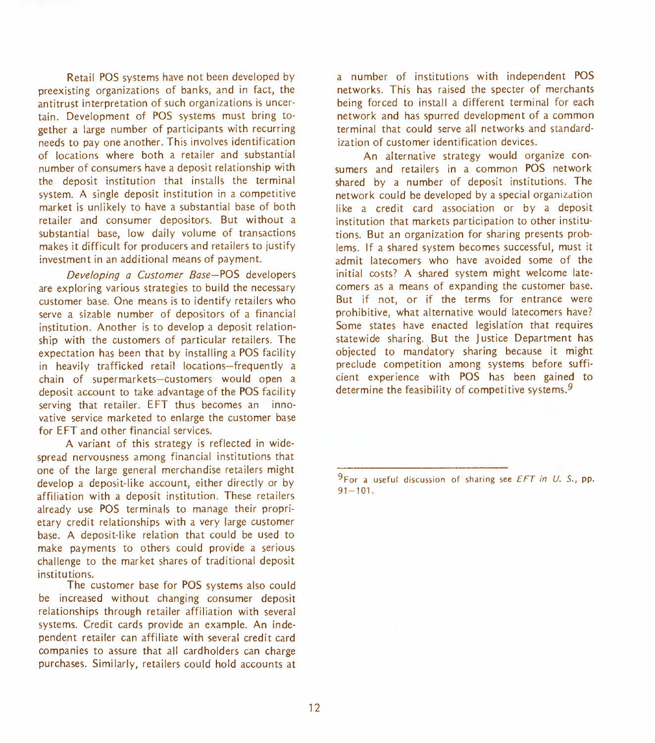Retail POS systems have not been developed by preexisting organizations of banks, and in fact, the antitrust interpretation of such organizations is uncertain. Development of POS systems must bring together a large number of participants with recurring needs to pay one another. This involves identification of locations where both a retailer and substantial number of consumers have a deposit relationship with the deposit institution that installs the terminal system. A single deposit institution in a competitive market is unlikely to have a substantial base of both retailer and consumer depositors. But without a substantial base, low daily volume of transactions makes it difficult for producers and retailers to justify investment in an additional means of payment.

*Developing a Customer Base*—POS developers are exploring various strategies to build the necessary customer base. One means is to identify retailers who serve a sizable number of depositors of a financial institution. Another is to develop a deposit relationship with the customers of particular retailers. The expectation has been that by installing a POS facility in heavily trafficked retail locations—frequently a chain of supermarkets—customers would open a deposit account to take advantage of the POS facility serving that retailer. EFT thus becomes an innovative service marketed to enlarge the customer base for EFT and other financial services.

A variant of this strategy is reflected in widespread nervousness among financial institutions that one of the large general merchandise retailers might develop a deposit-like account, either directly or by affiliation with a deposit institution. These retailers already use POS terminals to manage their proprietary credit relationships with a very large customer base. A deposit-like relation that could be used to make payments to others could provide a serious challenge to the market shares of traditional deposit institutions.

The customer base for POS systems also could be increased without changing consumer deposit relationships through retailer affiliation with several systems. Credit cards provide an example. An independent retailer can affiliate with several credit card companies to assure that all cardholders can charge purchases. Similarly, retailers could hold accounts at a number of institutions with independent POS networks. This has raised the specter of merchants being forced to install a different terminal for each network and has spurred development of a common terminal that could serve all networks and standardization of customer identification devices.

An alternative strategy would organize consumers and retailers in a common POS network shared by a number of deposit institutions. The network could be developed by a special organization like a credit card association or by a deposit institution that markets participation to other institutions. But an organization for sharing presents problems. If a shared system becomes successful, must it admit latecomers who have avoided some of the initial costs? A shared system might welcome latecomers as a means of expanding the customer base. But if not, or if the terms for entrance were prohibitive, what alternative would latecomers have? Some states have enacted legislation that requires statewide sharing. But the Justice Department has objected to mandatory sharing because it might preclude competition among systems before sufficient experience with POS has been gained to determine the feasibility of competitive systems.[9]

---

[9] For a useful discussion of sharing see *EFT in U. S.*, pp. 91–101.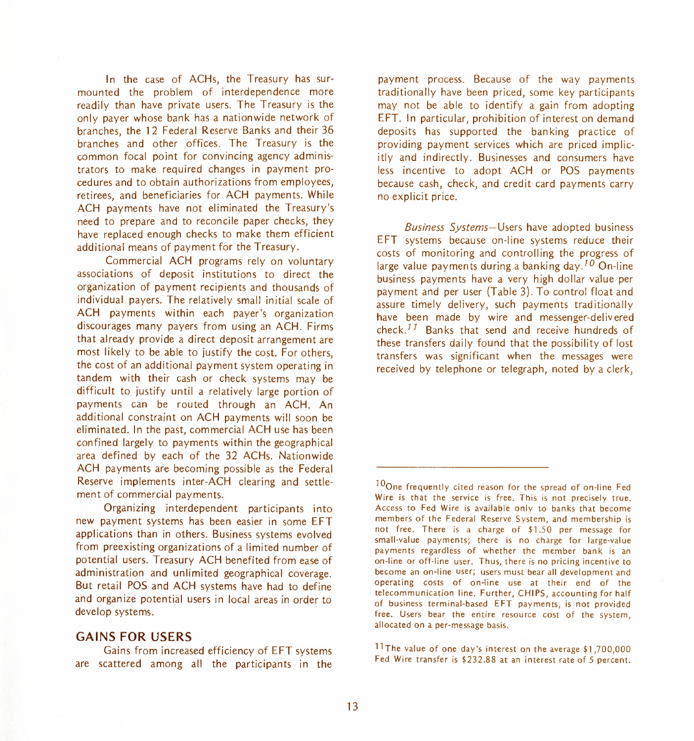In the case of ACHs, the Treasury has surmounted the problem of interdependence more readily than have private users. The Treasury is the only payer whose bank has a nationwide network of branches, the 12 Federal Reserve Banks and their 36 branches and other offices. The Treasury is the common focal point for convincing agency administrators to make required changes in payment procedures and to obtain authorizations from employees, retirees, and beneficiaries for ACH payments. While ACH payments have not eliminated the Treasury's need to prepare and to reconcile paper checks, they have replaced enough checks to make them efficient additional means of payment for the Treasury.

Commercial ACH programs rely on voluntary associations of deposit institutions to direct the organization of payment recipients and thousands of individual payers. The relatively small initial scale of ACH payments within each payer's organization discourages many payers from using an ACH. Firms that already provide a direct deposit arrangement are most likely to be able to justify the cost. For others, the cost of an additional payment system operating in tandem with their cash or check systems may be difficult to justify until a relatively large portion of payments can be routed through an ACH. An additional constraint on ACH payments will soon be eliminated. In the past, commercial ACH use has been confined largely to payments within the geographical area defined by each of the 32 ACHs. Nationwide ACH payments are becoming possible as the Federal Reserve implements inter-ACH clearing and settlement of commercial payments.

Organizing interdependent participants into new payment systems has been easier in some EFT applications than in others. Business systems evolved from preexisting organizations of a limited number of potential users. Treasury ACH benefited from ease of administration and unlimited geographical coverage. But retail POS and ACH systems have had to define and organize potential users in local areas in order to develop systems.

## GAINS FOR USERS

Gains from increased efficiency of EFT systems are scattered among all the participants in the payment process. Because of the way payments traditionally have been priced, some key participants may not be able to identify a gain from adopting EFT. In particular, prohibition of interest on demand deposits has supported the banking practice of providing payment services which are priced implicitly and indirectly. Businesses and consumers have less incentive to adopt ACH or POS payments because cash, check, and credit card payments carry no explicit price.

*Business Systems*—Users have adopted business EFT systems because on-line systems reduce their costs of monitoring and controlling the progress of large value payments during a banking day.[10] On-line business payments have a very high dollar value per payment and per user (Table 3). To control float and assure timely delivery, such payments traditionally have been made by wire and messenger-delivered check.[11] Banks that send and receive hundreds of these transfers daily found that the possibility of lost transfers was significant when the messages were received by telephone or telegraph, noted by a clerk,

---

[10]One frequently cited reason for the spread of on-line Fed Wire is that the service is free. This is not precisely true. Access to Fed Wire is available only to banks that become members of the Federal Reserve System, and membership is not free. There is a charge of $1.50 per message for small-value payments; there is no charge for large-value payments regardless of whether the member bank is an on-line or off-line user. Thus, there is no pricing incentive to become an on-line user; users must bear all development and operating costs of on-line use at their end of the telecommunication line. Further, CHIPS, accounting for half of business terminal-based EFT payments, is not provided free. Users bear the entire resource cost of the system, allocated on a per-message basis.

[11]The value of one day's interest on the average $1,700,000 Fed Wire transfer is $232.88 at an interest rate of 5 percent.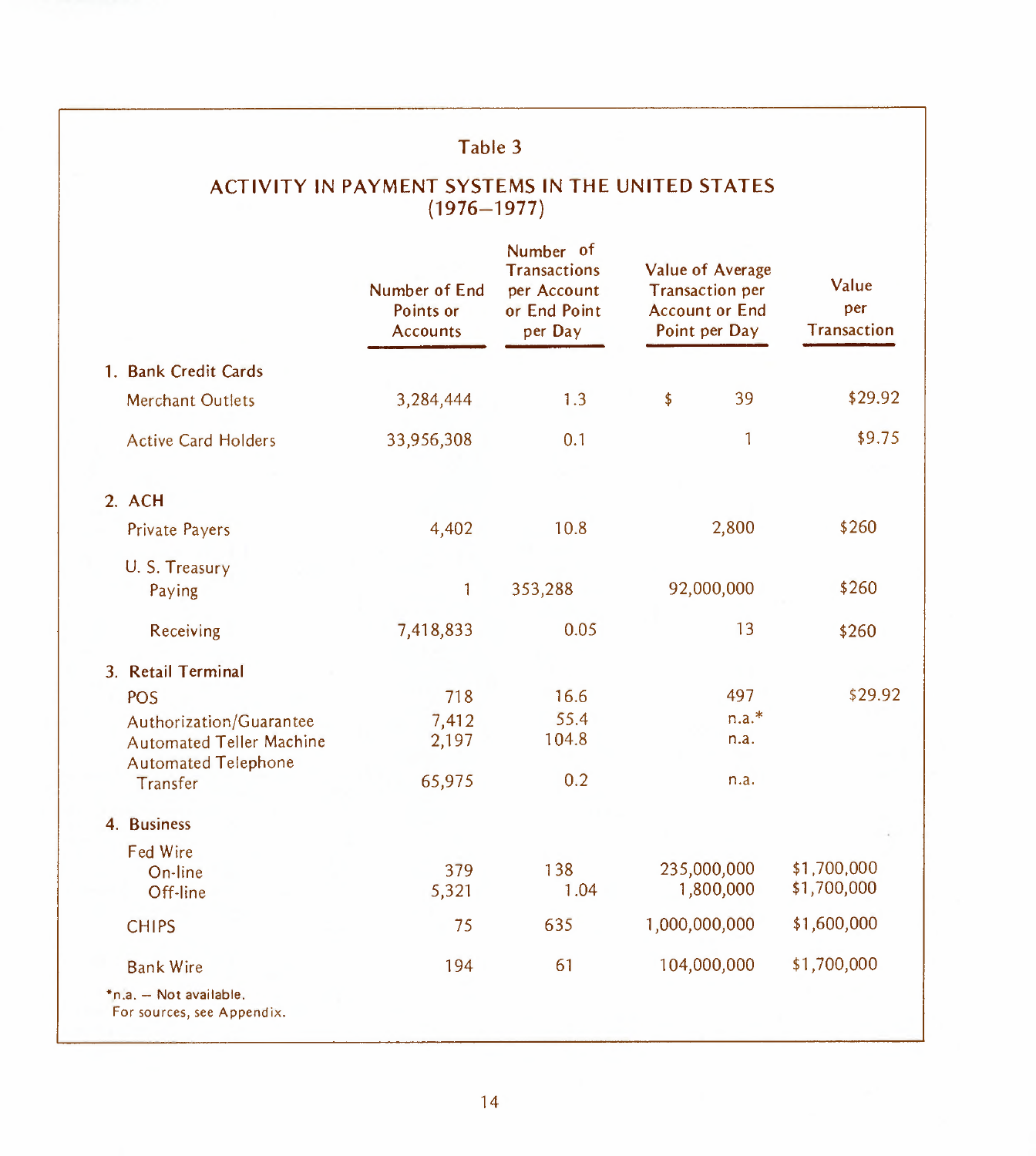## Table 3

### ACTIVITY IN PAYMENT SYSTEMS IN THE UNITED STATES (1976–1977)

| | Number of End Points or Accounts | Number of Transactions per Account or End Point per Day | Value of Average Transaction per Account or End Point per Day | Value per Transaction |
|---|---|---|---|---|
| **1. Bank Credit Cards** | | | | |
| Merchant Outlets | 3,284,444 | 1.3 | $ 39 | $29.92 |
| Active Card Holders | 33,956,308 | 0.1 | 1 | $9.75 |
| **2. ACH** | | | | |
| Private Payers | 4,402 | 10.8 | 2,800 | $260 |
| U. S. Treasury Paying | 1 | 353,288 | 92,000,000 | $260 |
| Receiving | 7,418,833 | 0.05 | 13 | $260 |
| **3. Retail Terminal** | | | | |
| POS | 718 | 16.6 | 497 | $29.92 |
| Authorization/Guarantee | 7,412 | 55.4 | n.a.* | |
| Automated Teller Machine | 2,197 | 104.8 | n.a. | |
| Automated Telephone Transfer | 65,975 | 0.2 | n.a. | |
| **4. Business** | | | | |
| Fed Wire On-line | 379 | 138 | 235,000,000 | $1,700,000 |
| Off-line | 5,321 | 1.04 | 1,800,000 | $1,700,000 |
| CHIPS | 75 | 635 | 1,000,000,000 | $1,600,000 |
| Bank Wire | 194 | 61 | 104,000,000 | $1,700,000 |

*n.a. – Not available.
For sources, see Appendix.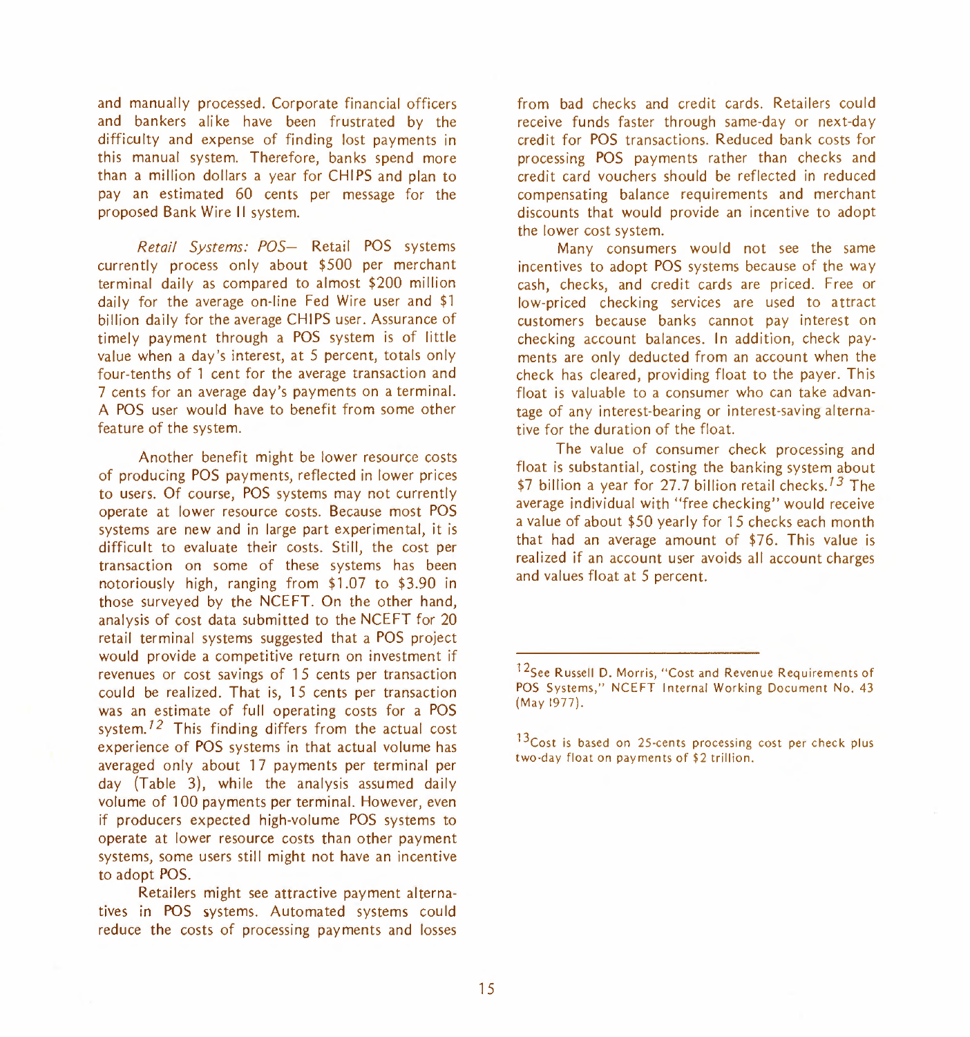and manually processed. Corporate financial officers and bankers alike have been frustrated by the difficulty and expense of finding lost payments in this manual system. Therefore, banks spend more than a million dollars a year for CHIPS and plan to pay an estimated 60 cents per message for the proposed Bank Wire II system.

*Retail Systems: POS*— Retail POS systems currently process only about $500 per merchant terminal daily as compared to almost $200 million daily for the average on-line Fed Wire user and $1 billion daily for the average CHIPS user. Assurance of timely payment through a POS system is of little value when a day's interest, at 5 percent, totals only four-tenths of 1 cent for the average transaction and 7 cents for an average day's payments on a terminal. A POS user would have to benefit from some other feature of the system.

Another benefit might be lower resource costs of producing POS payments, reflected in lower prices to users. Of course, POS systems may not currently operate at lower resource costs. Because most POS systems are new and in large part experimental, it is difficult to evaluate their costs. Still, the cost per transaction on some of these systems has been notoriously high, ranging from $1.07 to $3.90 in those surveyed by the NCEFT. On the other hand, analysis of cost data submitted to the NCEFT for 20 retail terminal systems suggested that a POS project would provide a competitive return on investment if revenues or cost savings of 15 cents per transaction could be realized. That is, 15 cents per transaction was an estimate of full operating costs for a POS system.[12] This finding differs from the actual cost experience of POS systems in that actual volume has averaged only about 17 payments per terminal per day (Table 3), while the analysis assumed daily volume of 100 payments per terminal. However, even if producers expected high-volume POS systems to operate at lower resource costs than other payment systems, some users still might not have an incentive to adopt POS.

Retailers might see attractive payment alternatives in POS systems. Automated systems could reduce the costs of processing payments and losses from bad checks and credit cards. Retailers could receive funds faster through same-day or next-day credit for POS transactions. Reduced bank costs for processing POS payments rather than checks and credit card vouchers should be reflected in reduced compensating balance requirements and merchant discounts that would provide an incentive to adopt the lower cost system.

Many consumers would not see the same incentives to adopt POS systems because of the way cash, checks, and credit cards are priced. Free or low-priced checking services are used to attract customers because banks cannot pay interest on checking account balances. In addition, check payments are only deducted from an account when the check has cleared, providing float to the payer. This float is valuable to a consumer who can take advantage of any interest-bearing or interest-saving alternative for the duration of the float.

The value of consumer check processing and float is substantial, costing the banking system about $7 billion a year for 27.7 billion retail checks.[13] The average individual with "free checking" would receive a value of about $50 yearly for 15 checks each month that had an average amount of $76. This value is realized if an account user avoids all account charges and values float at 5 percent.

---

[12] See Russell D. Morris, "Cost and Revenue Requirements of POS Systems," NCEFT Internal Working Document No. 43 (May 1977).

[13] Cost is based on 25-cents processing cost per check plus two-day float on payments of $2 trillion.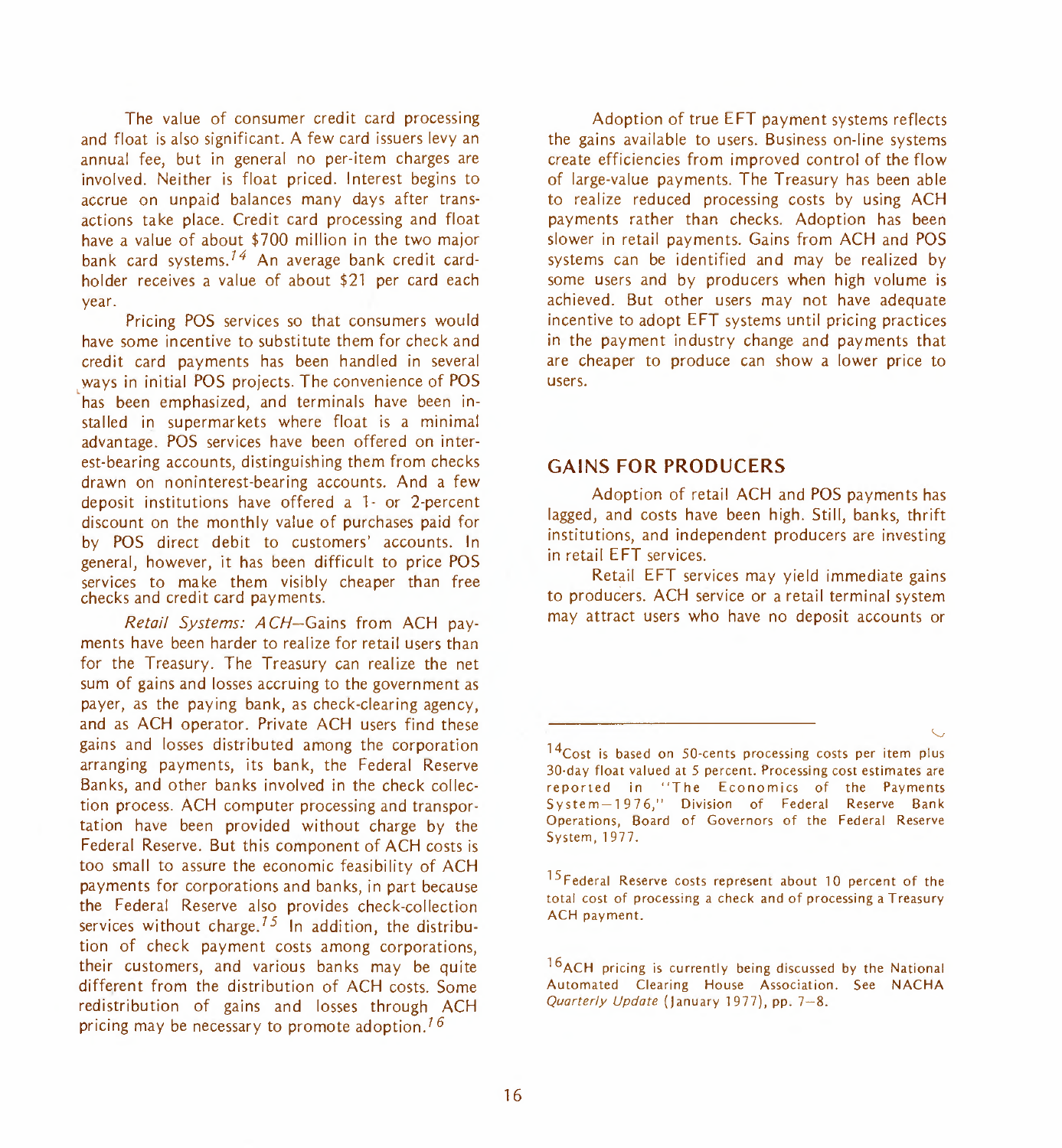The value of consumer credit card processing and float is also significant. A few card issuers levy an annual fee, but in general no per-item charges are involved. Neither is float priced. Interest begins to accrue on unpaid balances many days after transactions take place. Credit card processing and float have a value of about $700 million in the two major bank card systems.[14] An average bank credit cardholder receives a value of about $21 per card each year.

Pricing POS services so that consumers would have some incentive to substitute them for check and credit card payments has been handled in several ways in initial POS projects. The convenience of POS has been emphasized, and terminals have been installed in supermarkets where float is a minimal advantage. POS services have been offered on interest-bearing accounts, distinguishing them from checks drawn on noninterest-bearing accounts. And a few deposit institutions have offered a 1- or 2-percent discount on the monthly value of purchases paid for by POS direct debit to customers' accounts. In general, however, it has been difficult to price POS services to make them visibly cheaper than free checks and credit card payments.

*Retail Systems: ACH*—Gains from ACH payments have been harder to realize for retail users than for the Treasury. The Treasury can realize the net sum of gains and losses accruing to the government as payer, as the paying bank, as check-clearing agency, and as ACH operator. Private ACH users find these gains and losses distributed among the corporation arranging payments, its bank, the Federal Reserve Banks, and other banks involved in the check collection process. ACH computer processing and transportation have been provided without charge by the Federal Reserve. But this component of ACH costs is too small to assure the economic feasibility of ACH payments for corporations and banks, in part because the Federal Reserve also provides check-collection services without charge.[15] In addition, the distribution of check payment costs among corporations, their customers, and various banks may be quite different from the distribution of ACH costs. Some redistribution of gains and losses through ACH pricing may be necessary to promote adoption.[16]

Adoption of true EFT payment systems reflects the gains available to users. Business on-line systems create efficiencies from improved control of the flow of large-value payments. The Treasury has been able to realize reduced processing costs by using ACH payments rather than checks. Adoption has been slower in retail payments. Gains from ACH and POS systems can be identified and may be realized by some users and by producers when high volume is achieved. But other users may not have adequate incentive to adopt EFT systems until pricing practices in the payment industry change and payments that are cheaper to produce can show a lower price to users.

## GAINS FOR PRODUCERS

Adoption of retail ACH and POS payments has lagged, and costs have been high. Still, banks, thrift institutions, and independent producers are investing in retail EFT services.

Retail EFT services may yield immediate gains to producers. ACH service or a retail terminal system may attract users who have no deposit accounts or

---

[14] Cost is based on 50-cents processing costs per item plus 30-day float valued at 5 percent. Processing cost estimates are reported in "The Economics of the Payments System—1976," Division of Federal Reserve Bank Operations, Board of Governors of the Federal Reserve System, 1977.

[15] Federal Reserve costs represent about 10 percent of the total cost of processing a check and of processing a Treasury ACH payment.

[16] ACH pricing is currently being discussed by the National Automated Clearing House Association. See NACHA *Quarterly Update* (January 1977), pp. 7–8.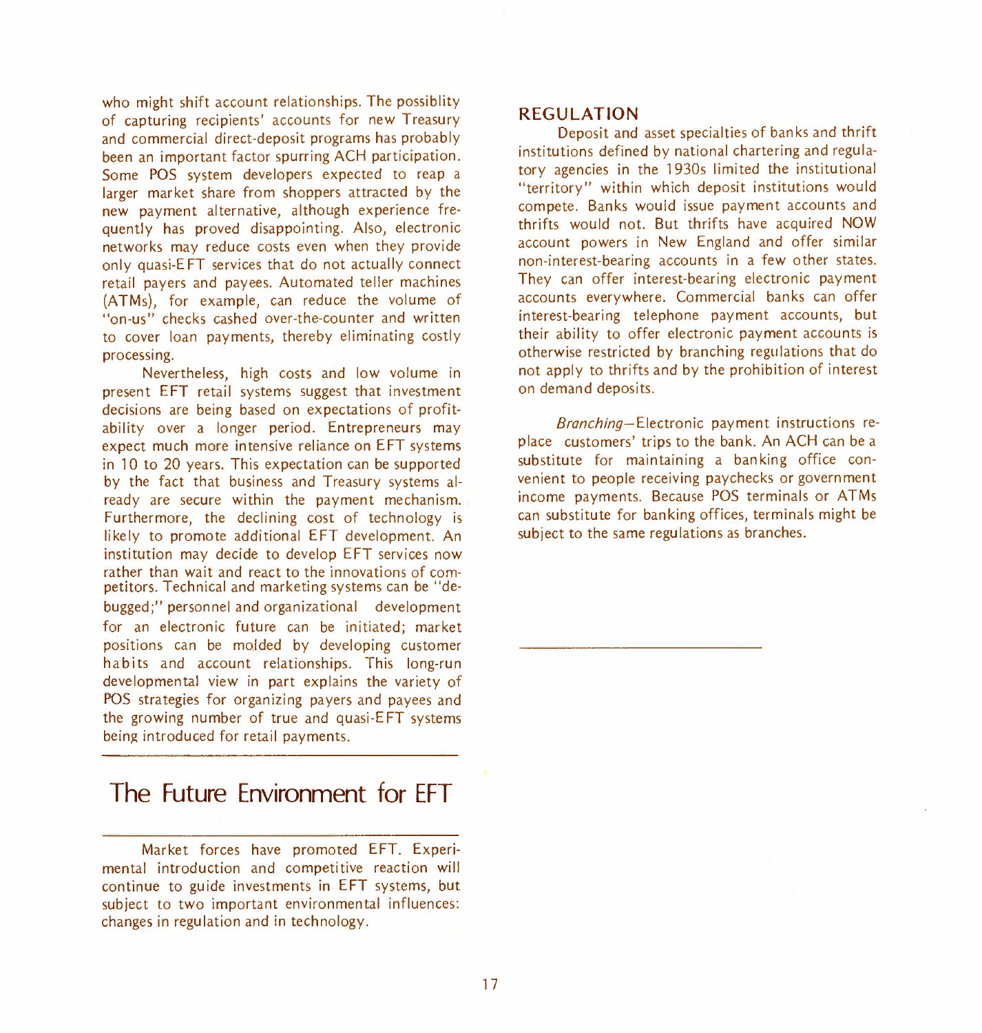who might shift account relationships. The possiblity of capturing recipients' accounts for new Treasury and commercial direct-deposit programs has probably been an important factor spurring ACH participation. Some POS system developers expected to reap a larger market share from shoppers attracted by the new payment alternative, although experience frequently has proved disappointing. Also, electronic networks may reduce costs even when they provide only quasi-EFT services that do not actually connect retail payers and payees. Automated teller machines (ATMs), for example, can reduce the volume of "on-us" checks cashed over-the-counter and written to cover loan payments, thereby eliminating costly processing.

Nevertheless, high costs and low volume in present EFT retail systems suggest that investment decisions are being based on expectations of profitability over a longer period. Entrepreneurs may expect much more intensive reliance on EFT systems in 10 to 20 years. This expectation can be supported by the fact that business and Treasury systems already are secure within the payment mechanism. Furthermore, the declining cost of technology is likely to promote additional EFT development. An institution may decide to develop EFT services now rather than wait and react to the innovations of competitors. Technical and marketing systems can be "debugged;" personnel and organizational development for an electronic future can be initiated; market positions can be molded by developing customer habits and account relationships. This long-run developmental view in part explains the variety of POS strategies for organizing payers and payees and the growing number of true and quasi-EFT systems being introduced for retail payments.

## The Future Environment for EFT

Market forces have promoted EFT. Experimental introduction and competitive reaction will continue to guide investments in EFT systems, but subject to two important environmental influences: changes in regulation and in technology.

### REGULATION

Deposit and asset specialties of banks and thrift institutions defined by national chartering and regulatory agencies in the 1930s limited the institutional "territory" within which deposit institutions would compete. Banks would issue payment accounts and thrifts would not. But thrifts have acquired NOW account powers in New England and offer similar non-interest-bearing accounts in a few other states. They can offer interest-bearing electronic payment accounts everywhere. Commercial banks can offer interest-bearing telephone payment accounts, but their ability to offer electronic payment accounts is otherwise restricted by branching regulations that do not apply to thrifts and by the prohibition of interest on demand deposits.

*Branching*—Electronic payment instructions replace customers' trips to the bank. An ACH can be a substitute for maintaining a banking office convenient to people receiving paychecks or government income payments. Because POS terminals or ATMs can substitute for banking offices, terminals might be subject to the same regulations as branches.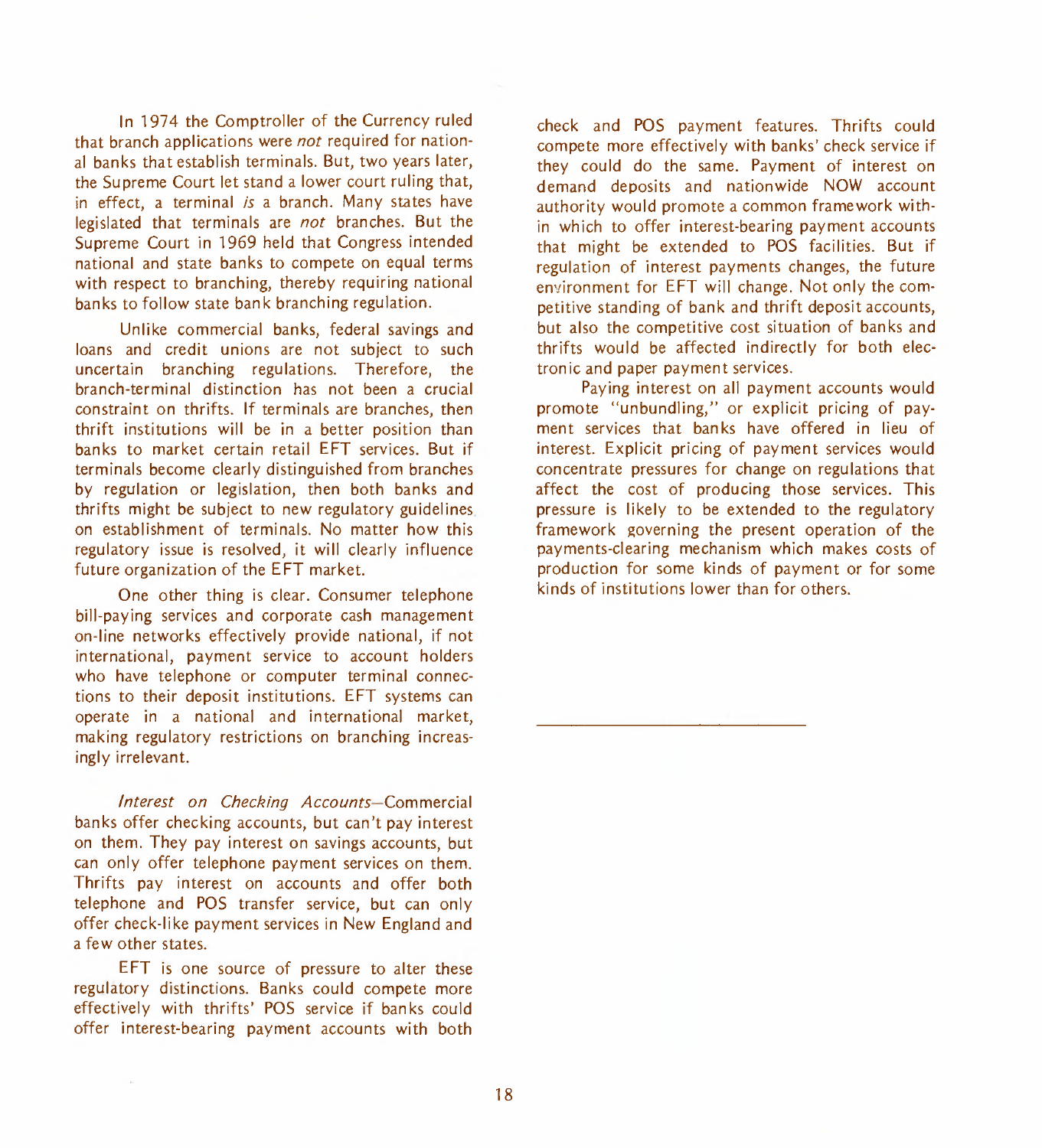In 1974 the Comptroller of the Currency ruled that branch applications were *not* required for national banks that establish terminals. But, two years later, the Supreme Court let stand a lower court ruling that, in effect, a terminal *is* a branch. Many states have legislated that terminals are *not* branches. But the Supreme Court in 1969 held that Congress intended national and state banks to compete on equal terms with respect to branching, thereby requiring national banks to follow state bank branching regulation.

Unlike commercial banks, federal savings and loans and credit unions are not subject to such uncertain branching regulations. Therefore, the branch-terminal distinction has not been a crucial constraint on thrifts. If terminals are branches, then thrift institutions will be in a better position than banks to market certain retail EFT services. But if terminals become clearly distinguished from branches by regulation or legislation, then both banks and thrifts might be subject to new regulatory guidelines on establishment of terminals. No matter how this regulatory issue is resolved, it will clearly influence future organization of the EFT market.

One other thing is clear. Consumer telephone bill-paying services and corporate cash management on-line networks effectively provide national, if not international, payment service to account holders who have telephone or computer terminal connections to their deposit institutions. EFT systems can operate in a national and international market, making regulatory restrictions on branching increasingly irrelevant.

*Interest on Checking Accounts*—Commercial banks offer checking accounts, but can't pay interest on them. They pay interest on savings accounts, but can only offer telephone payment services on them. Thrifts pay interest on accounts and offer both telephone and POS transfer service, but can only offer check-like payment services in New England and a few other states.

EFT is one source of pressure to alter these regulatory distinctions. Banks could compete more effectively with thrifts' POS service if banks could offer interest-bearing payment accounts with both check and POS payment features. Thrifts could compete more effectively with banks' check service if they could do the same. Payment of interest on demand deposits and nationwide NOW account authority would promote a common framework within which to offer interest-bearing payment accounts that might be extended to POS facilities. But if regulation of interest payments changes, the future environment for EFT will change. Not only the competitive standing of bank and thrift deposit accounts, but also the competitive cost situation of banks and thrifts would be affected indirectly for both electronic and paper payment services.

Paying interest on all payment accounts would promote "unbundling," or explicit pricing of payment services that banks have offered in lieu of interest. Explicit pricing of payment services would concentrate pressures for change on regulations that affect the cost of producing those services. This pressure is likely to be extended to the regulatory framework governing the present operation of the payments-clearing mechanism which makes costs of production for some kinds of payment or for some kinds of institutions lower than for others.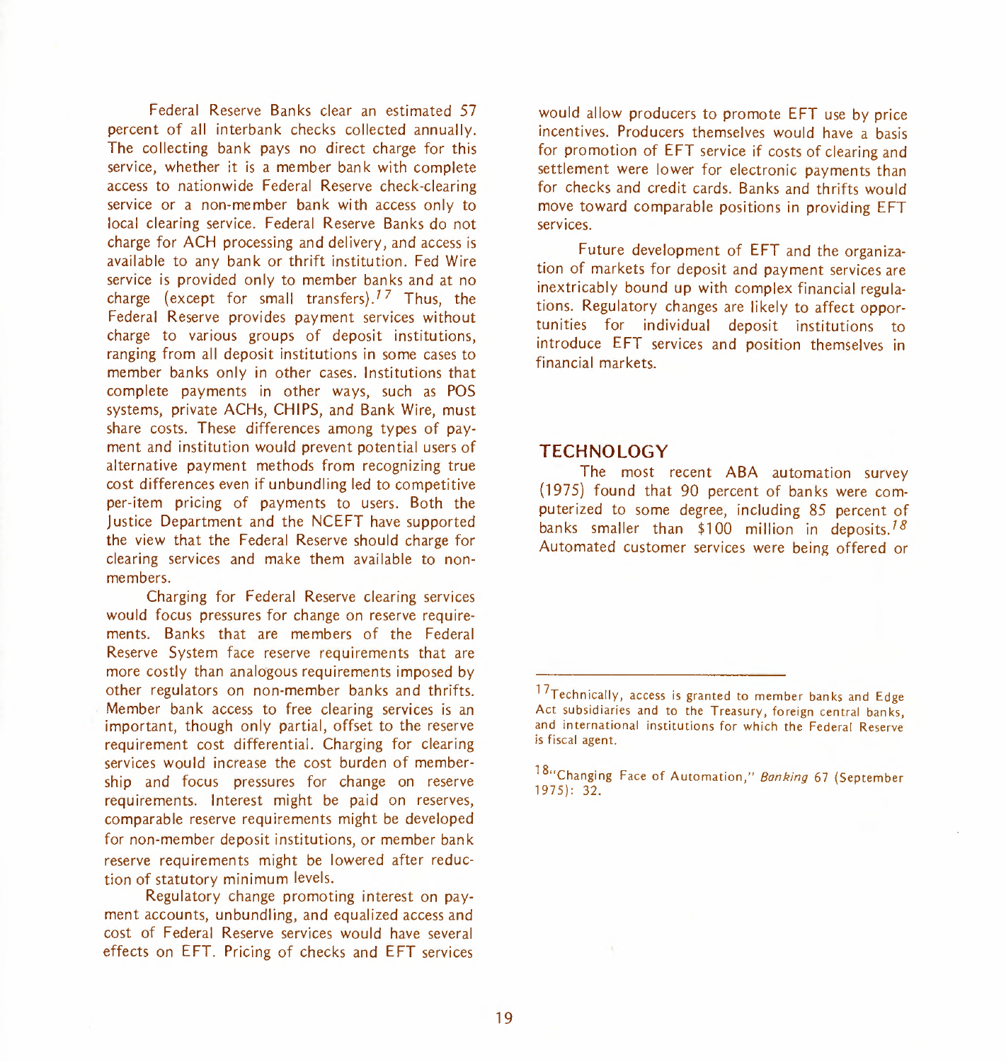Federal Reserve Banks clear an estimated 57 percent of all interbank checks collected annually. The collecting bank pays no direct charge for this service, whether it is a member bank with complete access to nationwide Federal Reserve check-clearing service or a non-member bank with access only to local clearing service. Federal Reserve Banks do not charge for ACH processing and delivery, and access is available to any bank or thrift institution. Fed Wire service is provided only to member banks and at no charge (except for small transfers).[17] Thus, the Federal Reserve provides payment services without charge to various groups of deposit institutions, ranging from all deposit institutions in some cases to member banks only in other cases. Institutions that complete payments in other ways, such as POS systems, private ACHs, CHIPS, and Bank Wire, must share costs. These differences among types of payment and institution would prevent potential users of alternative payment methods from recognizing true cost differences even if unbundling led to competitive per-item pricing of payments to users. Both the Justice Department and the NCEFT have supported the view that the Federal Reserve should charge for clearing services and make them available to non-members.

Charging for Federal Reserve clearing services would focus pressures for change on reserve requirements. Banks that are members of the Federal Reserve System face reserve requirements that are more costly than analogous requirements imposed by other regulators on non-member banks and thrifts. Member bank access to free clearing services is an important, though only partial, offset to the reserve requirement cost differential. Charging for clearing services would increase the cost burden of membership and focus pressures for change on reserve requirements. Interest might be paid on reserves, comparable reserve requirements might be developed for non-member deposit institutions, or member bank reserve requirements might be lowered after reduction of statutory minimum levels.

Regulatory change promoting interest on payment accounts, unbundling, and equalized access and cost of Federal Reserve services would have several effects on EFT. Pricing of checks and EFT services would allow producers to promote EFT use by price incentives. Producers themselves would have a basis for promotion of EFT service if costs of clearing and settlement were lower for electronic payments than for checks and credit cards. Banks and thrifts would move toward comparable positions in providing EFT services.

Future development of EFT and the organization of markets for deposit and payment services are inextricably bound up with complex financial regulations. Regulatory changes are likely to affect opportunities for individual deposit institutions to introduce EFT services and position themselves in financial markets.

## TECHNOLOGY

The most recent ABA automation survey (1975) found that 90 percent of banks were computerized to some degree, including 85 percent of banks smaller than $100 million in deposits.[18] Automated customer services were being offered or

---

[17] Technically, access is granted to member banks and Edge Act subsidiaries and to the Treasury, foreign central banks, and international institutions for which the Federal Reserve is fiscal agent.

[18] "Changing Face of Automation," *Banking* 67 (September 1975): 32.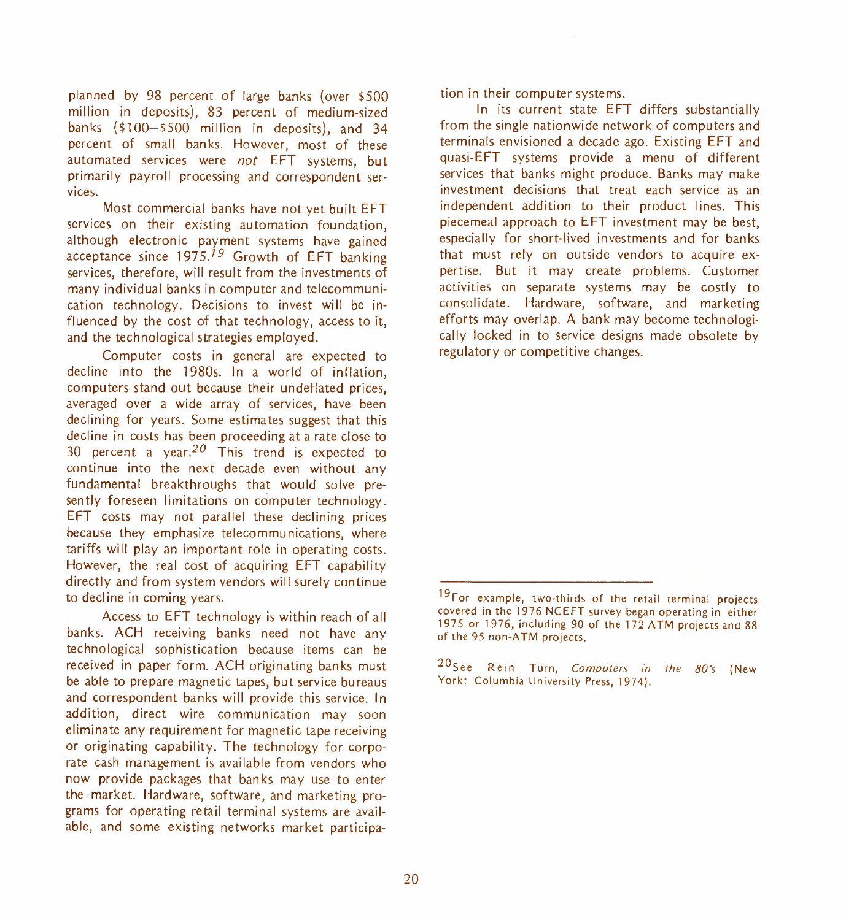planned by 98 percent of large banks (over $500 million in deposits), 83 percent of medium-sized banks ($100–$500 million in deposits), and 34 percent of small banks. However, most of these automated services were *not* EFT systems, but primarily payroll processing and correspondent services.

Most commercial banks have not yet built EFT services on their existing automation foundation, although electronic payment systems have gained acceptance since 1975.[19] Growth of EFT banking services, therefore, will result from the investments of many individual banks in computer and telecommunication technology. Decisions to invest will be influenced by the cost of that technology, access to it, and the technological strategies employed.

Computer costs in general are expected to decline into the 1980s. In a world of inflation, computers stand out because their undeflated prices, averaged over a wide array of services, have been declining for years. Some estimates suggest that this decline in costs has been proceeding at a rate close to 30 percent a year.[20] This trend is expected to continue into the next decade even without any fundamental breakthroughs that would solve presently foreseen limitations on computer technology. EFT costs may not parallel these declining prices because they emphasize telecommunications, where tariffs will play an important role in operating costs. However, the real cost of acquiring EFT capability directly and from system vendors will surely continue to decline in coming years.

Access to EFT technology is within reach of all banks. ACH receiving banks need not have any technological sophistication because items can be received in paper form. ACH originating banks must be able to prepare magnetic tapes, but service bureaus and correspondent banks will provide this service. In addition, direct wire communication may soon eliminate any requirement for magnetic tape receiving or originating capability. The technology for corporate cash management is available from vendors who now provide packages that banks may use to enter the market. Hardware, software, and marketing programs for operating retail terminal systems are available, and some existing networks market participation in their computer systems.

In its current state EFT differs substantially from the single nationwide network of computers and terminals envisioned a decade ago. Existing EFT and quasi-EFT systems provide a menu of different services that banks might produce. Banks may make investment decisions that treat each service as an independent addition to their product lines. This piecemeal approach to EFT investment may be best, especially for short-lived investments and for banks that must rely on outside vendors to acquire expertise. But it may create problems. Customer activities on separate systems may be costly to consolidate. Hardware, software, and marketing efforts may overlap. A bank may become technologically locked in to service designs made obsolete by regulatory or competitive changes.

---

[19] For example, two-thirds of the retail terminal projects covered in the 1976 NCEFT survey began operating in either 1975 or 1976, including 90 of the 172 ATM projects and 88 of the 95 non-ATM projects.

[20] See Rein Turn, *Computers in the 80's* (New York: Columbia University Press, 1974).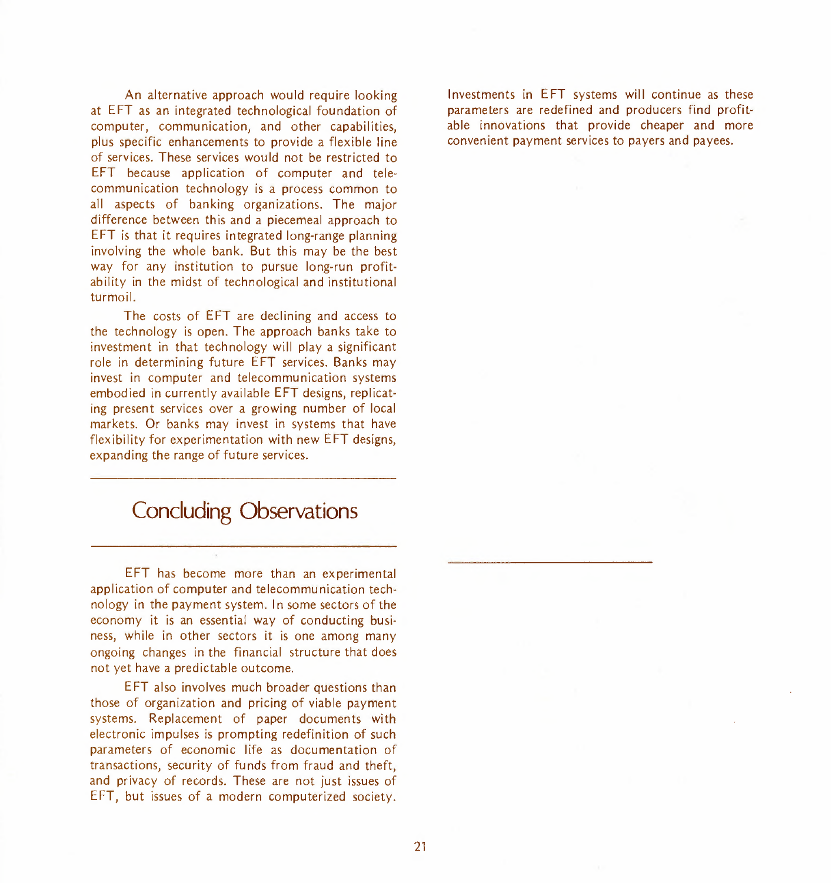An alternative approach would require looking at EFT as an integrated technological foundation of computer, communication, and other capabilities, plus specific enhancements to provide a flexible line of services. These services would not be restricted to EFT because application of computer and telecommunication technology is a process common to all aspects of banking organizations. The major difference between this and a piecemeal approach to EFT is that it requires integrated long-range planning involving the whole bank. But this may be the best way for any institution to pursue long-run profitability in the midst of technological and institutional turmoil.

The costs of EFT are declining and access to the technology is open. The approach banks take to investment in that technology will play a significant role in determining future EFT services. Banks may invest in computer and telecommunication systems embodied in currently available EFT designs, replicating present services over a growing number of local markets. Or banks may invest in systems that have flexibility for experimentation with new EFT designs, expanding the range of future services.

## Concluding Observations

EFT has become more than an experimental application of computer and telecommunication technology in the payment system. In some sectors of the economy it is an essential way of conducting business, while in other sectors it is one among many ongoing changes in the financial structure that does not yet have a predictable outcome.

EFT also involves much broader questions than those of organization and pricing of viable payment systems. Replacement of paper documents with electronic impulses is prompting redefinition of such parameters of economic life as documentation of transactions, security of funds from fraud and theft, and privacy of records. These are not just issues of EFT, but issues of a modern computerized society. Investments in EFT systems will continue as these parameters are redefined and producers find profitable innovations that provide cheaper and more convenient payment services to payers and payees.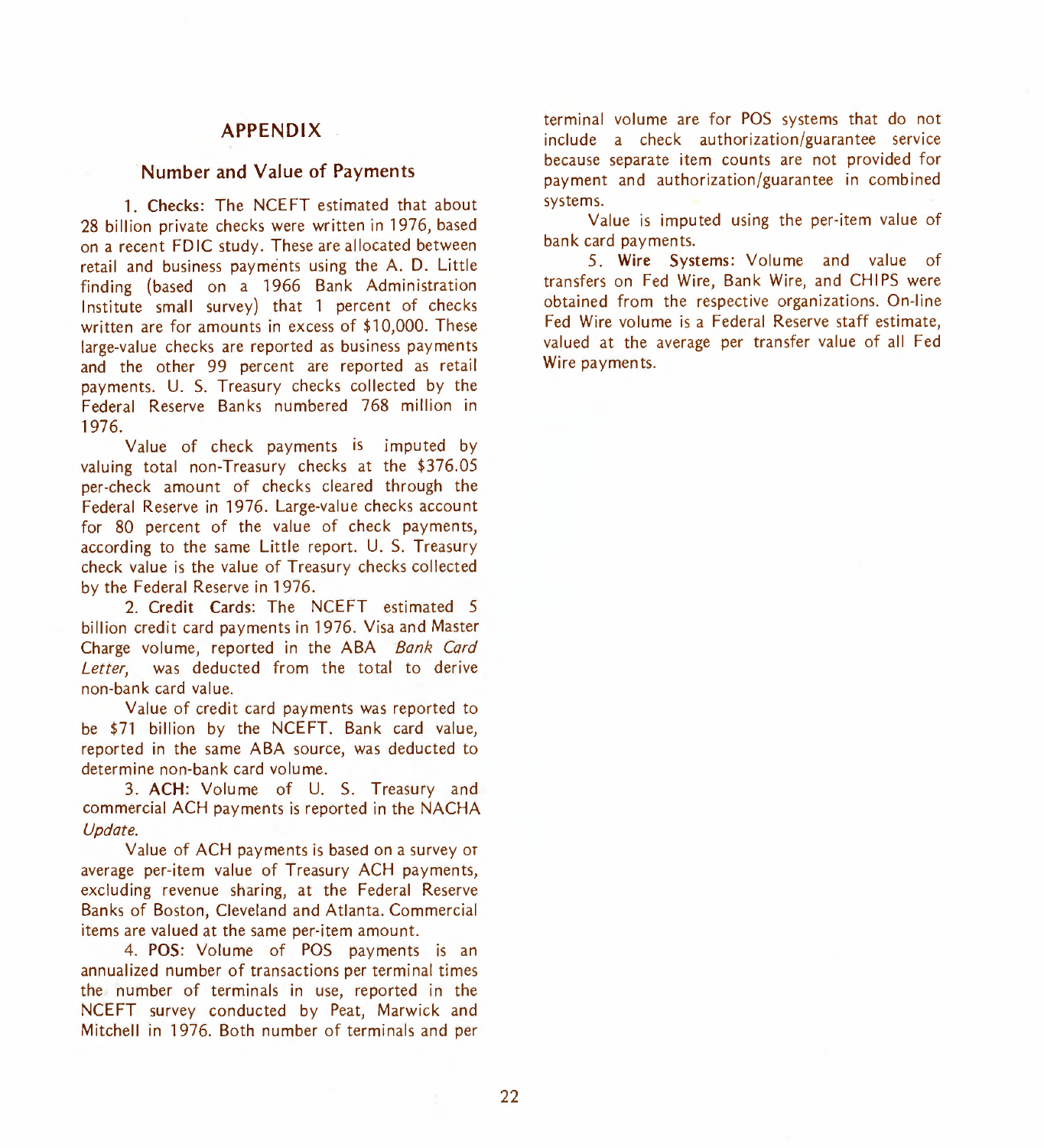## APPENDIX

### Number and Value of Payments

1. **Checks:** The NCEFT estimated that about 28 billion private checks were written in 1976, based on a recent FDIC study. These are allocated between retail and business payments using the A. D. Little finding (based on a 1966 Bank Administration Institute small survey) that 1 percent of checks written are for amounts in excess of $10,000. These large-value checks are reported as business payments and the other 99 percent are reported as retail payments. U. S. Treasury checks collected by the Federal Reserve Banks numbered 768 million in 1976.

Value of check payments is imputed by valuing total non-Treasury checks at the $376.05 per-check amount of checks cleared through the Federal Reserve in 1976. Large-value checks account for 80 percent of the value of check payments, according to the same Little report. U. S. Treasury check value is the value of Treasury checks collected by the Federal Reserve in 1976.

2. **Credit Cards:** The NCEFT estimated 5 billion credit card payments in 1976. Visa and Master Charge volume, reported in the ABA *Bank Card Letter*, was deducted from the total to derive non-bank card value.

Value of credit card payments was reported to be $71 billion by the NCEFT. Bank card value, reported in the same ABA source, was deducted to determine non-bank card volume.

3. **ACH:** Volume of U. S. Treasury and commercial ACH payments is reported in the NACHA *Update*.

Value of ACH payments is based on a survey of average per-item value of Treasury ACH payments, excluding revenue sharing, at the Federal Reserve Banks of Boston, Cleveland and Atlanta. Commercial items are valued at the same per-item amount.

4. **POS:** Volume of POS payments is an annualized number of transactions per terminal times the number of terminals in use, reported in the NCEFT survey conducted by Peat, Marwick and Mitchell in 1976. Both number of terminals and per terminal volume are for POS systems that do not include a check authorization/guarantee service because separate item counts are not provided for payment and authorization/guarantee in combined systems.

Value is imputed using the per-item value of bank card payments.

5. **Wire Systems:** Volume and value of transfers on Fed Wire, Bank Wire, and CHIPS were obtained from the respective organizations. On-line Fed Wire volume is a Federal Reserve staff estimate, valued at the average per transfer value of all Fed Wire payments.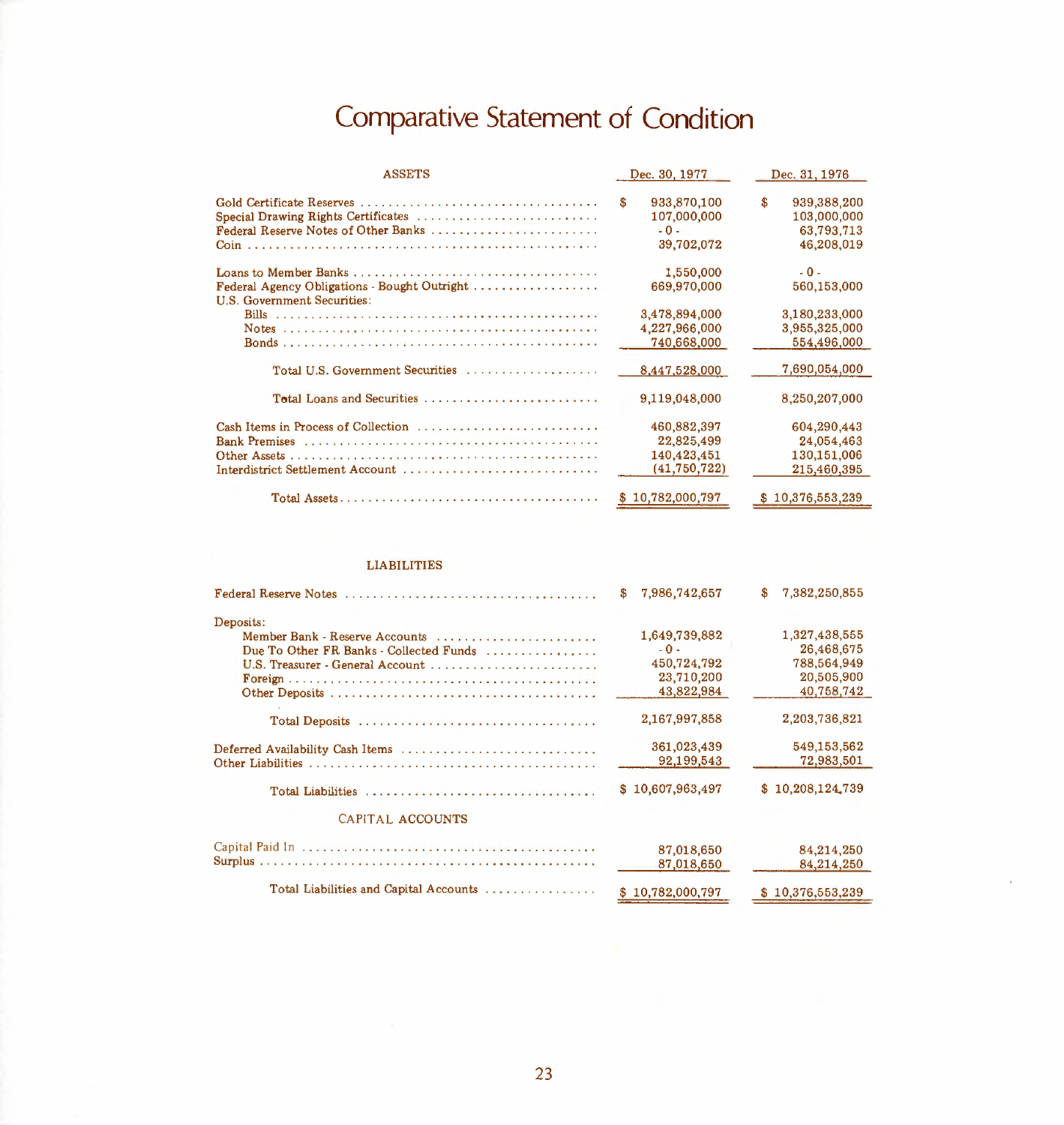# Comparative Statement of Condition

| ASSETS | Dec. 30, 1977 | Dec. 31, 1976 |
|---|---|---|
| Gold Certificate Reserves | $ 933,870,100 | $ 939,388,200 |
| Special Drawing Rights Certificates | 107,000,000 | 103,000,000 |
| Federal Reserve Notes of Other Banks | - 0 - | 63,793,713 |
| Coin | 39,702,072 | 46,208,019 |
| Loans to Member Banks | 1,550,000 | - 0 - |
| Federal Agency Obligations - Bought Outright | 669,970,000 | 560,153,000 |
| U.S. Government Securities: | | |
| Bills | 3,478,894,000 | 3,180,233,000 |
| Notes | 4,227,966,000 | 3,955,325,000 |
| Bonds | 740,668,000 | 554,496,000 |
| Total U.S. Government Securities | 8,447,528,000 | 7,690,054,000 |
| Total Loans and Securities | 9,119,048,000 | 8,250,207,000 |
| Cash Items in Process of Collection | 460,882,397 | 604,290,443 |
| Bank Premises | 22,825,499 | 24,054,463 |
| Other Assets | 140,423,451 | 130,151,006 |
| Interdistrict Settlement Account | (41,750,722) | 215,460,395 |
| Total Assets | $ 10,782,000,797 | $ 10,376,553,239 |

| LIABILITIES | Dec. 30, 1977 | Dec. 31, 1976 |
|---|---|---|
| Federal Reserve Notes | $ 7,986,742,657 | $ 7,382,250,855 |
| Deposits: | | |
| Member Bank - Reserve Accounts | 1,649,739,882 | 1,327,438,555 |
| Due To Other FR Banks - Collected Funds | - 0 - | 26,468,675 |
| U.S. Treasurer - General Account | 450,724,792 | 788,564,949 |
| Foreign | 23,710,200 | 20,505,900 |
| Other Deposits | 43,822,984 | 40,758,742 |
| Total Deposits | 2,167,997,858 | 2,203,736,821 |
| Deferred Availability Cash Items | 361,023,439 | 549,153,562 |
| Other Liabilities | 92,199,543 | 72,983,501 |
| Total Liabilities | $ 10,607,963,497 | $ 10,208,124,739 |
| **CAPITAL ACCOUNTS** | | |
| Capital Paid In | 87,018,650 | 84,214,250 |
| Surplus | 87,018,650 | 84,214,250 |
| Total Liabilities and Capital Accounts | $ 10,782,000,797 | $ 10,376,553,239 |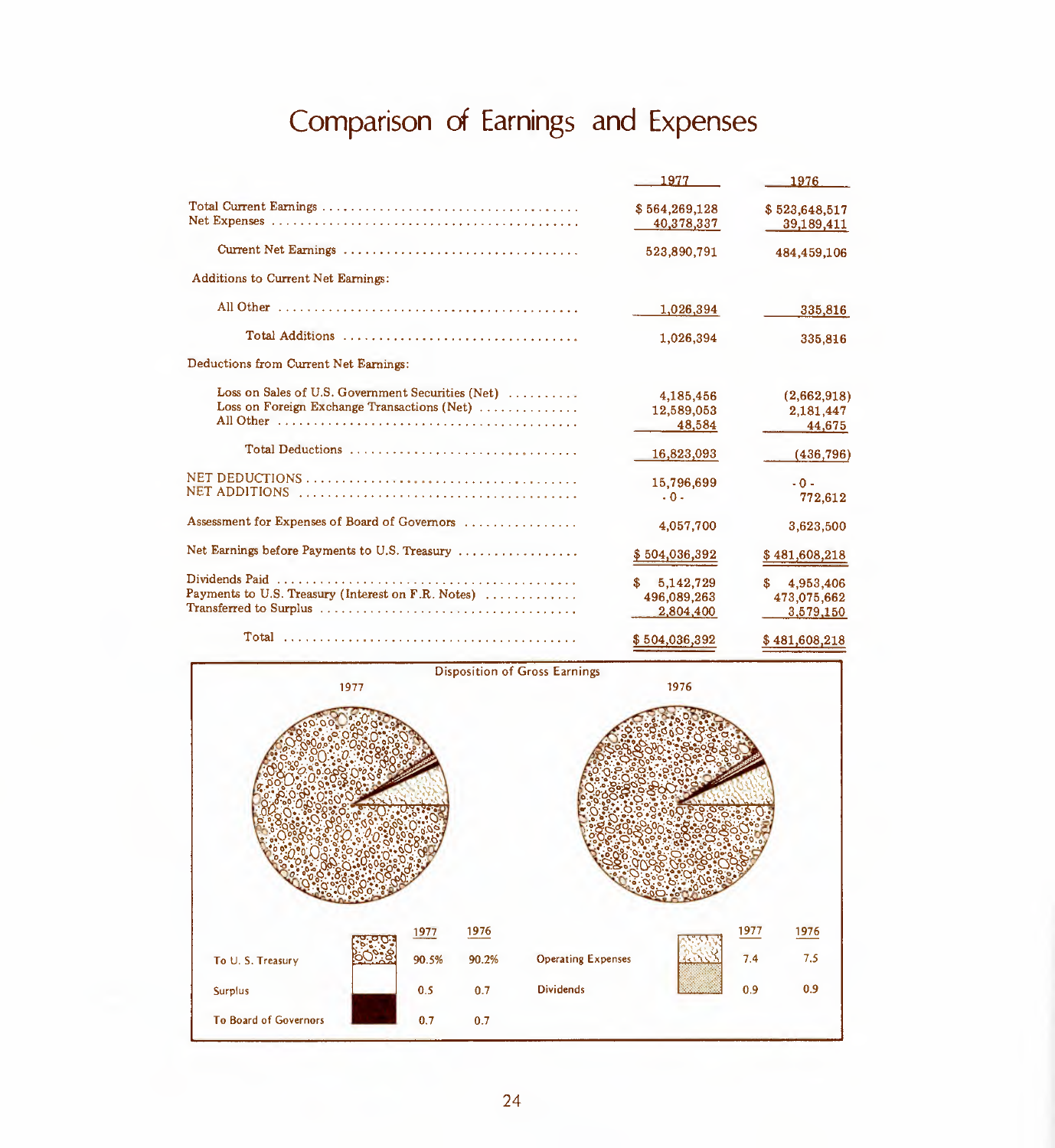# Comparison of Earnings and Expenses

| | 1977 | 1976 |
|---|---|---|
| Total Current Earnings | $ 564,269,128 | $ 523,648,517 |
| Net Expenses | 40,378,337 | 39,189,411 |
| Current Net Earnings | 523,890,791 | 484,459,106 |
| Additions to Current Net Earnings: | | |
| All Other | 1,026,394 | 335,816 |
| Total Additions | 1,026,394 | 335,816 |
| Deductions from Current Net Earnings: | | |
| Loss on Sales of U.S. Government Securities (Net) | 4,185,456 | (2,662,918) |
| Loss on Foreign Exchange Transactions (Net) | 12,589,053 | 2,181,447 |
| All Other | 48,584 | 44,675 |
| Total Deductions | 16,823,093 | (436,796) |
| NET DEDUCTIONS | 15,796,699 | - 0 - |
| NET ADDITIONS | - 0 - | 772,612 |
| Assessment for Expenses of Board of Governors | 4,057,700 | 3,623,500 |
| Net Earnings before Payments to U.S. Treasury | $ 504,036,392 | $ 481,608,218 |
| Dividends Paid | $ 5,142,729 | $ 4,953,406 |
| Payments to U.S. Treasury (Interest on F.R. Notes) | 496,089,263 | 473,075,662 |
| Transferred to Surplus | 2,804,400 | 3,579,150 |
| Total | $ 504,036,392 | $ 481,608,218 |

## Disposition of Gross Earnings

| | 1977 | 1976 |
|---|---|---|
| To U. S. Treasury | 90.5% | 90.2% |
| Surplus | 0.5 | 0.7 |
| To Board of Governors | 0.7 | 0.7 |
| Operating Expenses | 7.4 | 7.5 |
| Dividends | 0.9 | 0.9 |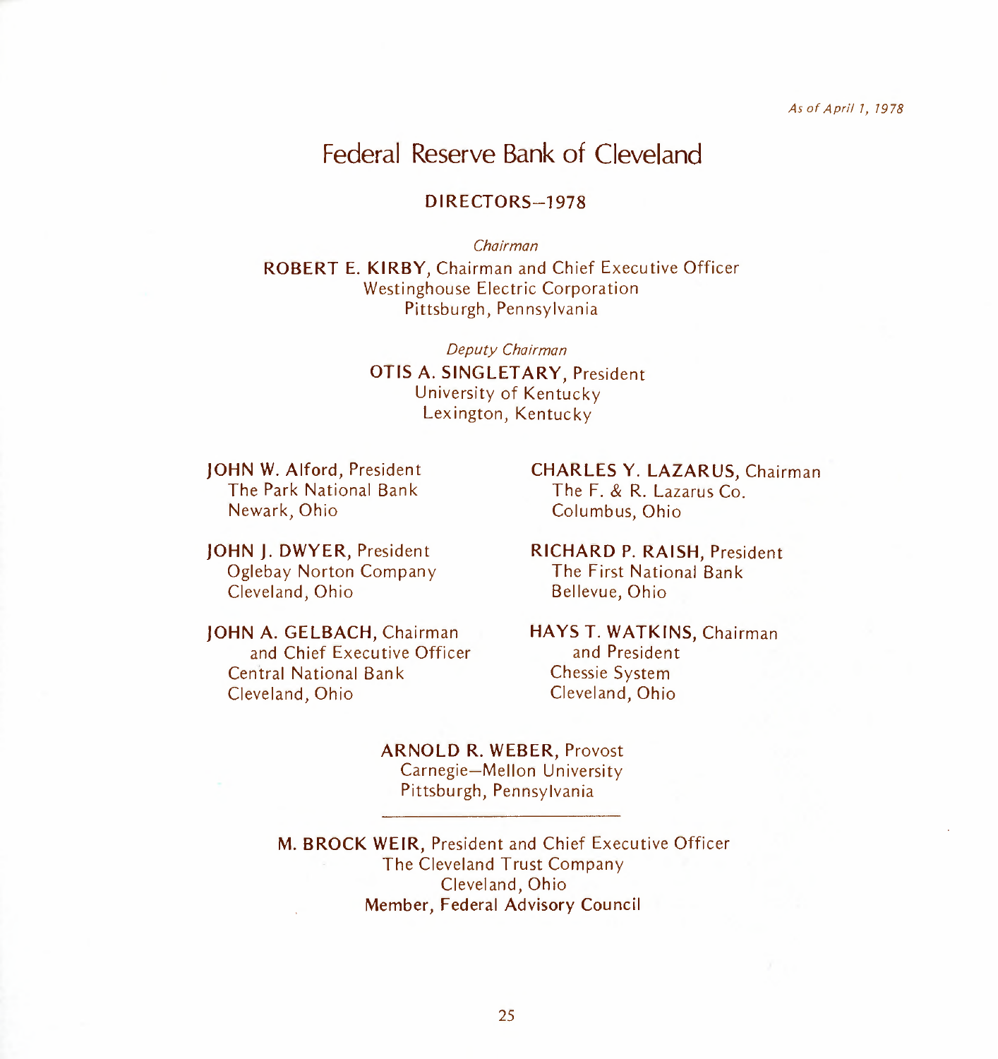*As of April 1, 1978*

# Federal Reserve Bank of Cleveland

## DIRECTORS—1978

*Chairman*

**ROBERT E. KIRBY**, Chairman and Chief Executive Officer
Westinghouse Electric Corporation
Pittsburgh, Pennsylvania

*Deputy Chairman*

**OTIS A. SINGLETARY**, President
University of Kentucky
Lexington, Kentucky

**JOHN W. Alford**, President
The Park National Bank
Newark, Ohio

**JOHN J. DWYER**, President
Oglebay Norton Company
Cleveland, Ohio

**JOHN A. GELBACH**, Chairman and Chief Executive Officer
Central National Bank
Cleveland, Ohio

**CHARLES Y. LAZARUS**, Chairman
The F. & R. Lazarus Co.
Columbus, Ohio

**RICHARD P. RAISH**, President
The First National Bank
Bellevue, Ohio

**HAYS T. WATKINS**, Chairman and President
Chessie System
Cleveland, Ohio

**ARNOLD R. WEBER**, Provost
Carnegie—Mellon University
Pittsburgh, Pennsylvania

---

**M. BROCK WEIR**, President and Chief Executive Officer
The Cleveland Trust Company
Cleveland, Ohio
**Member, Federal Advisory Council**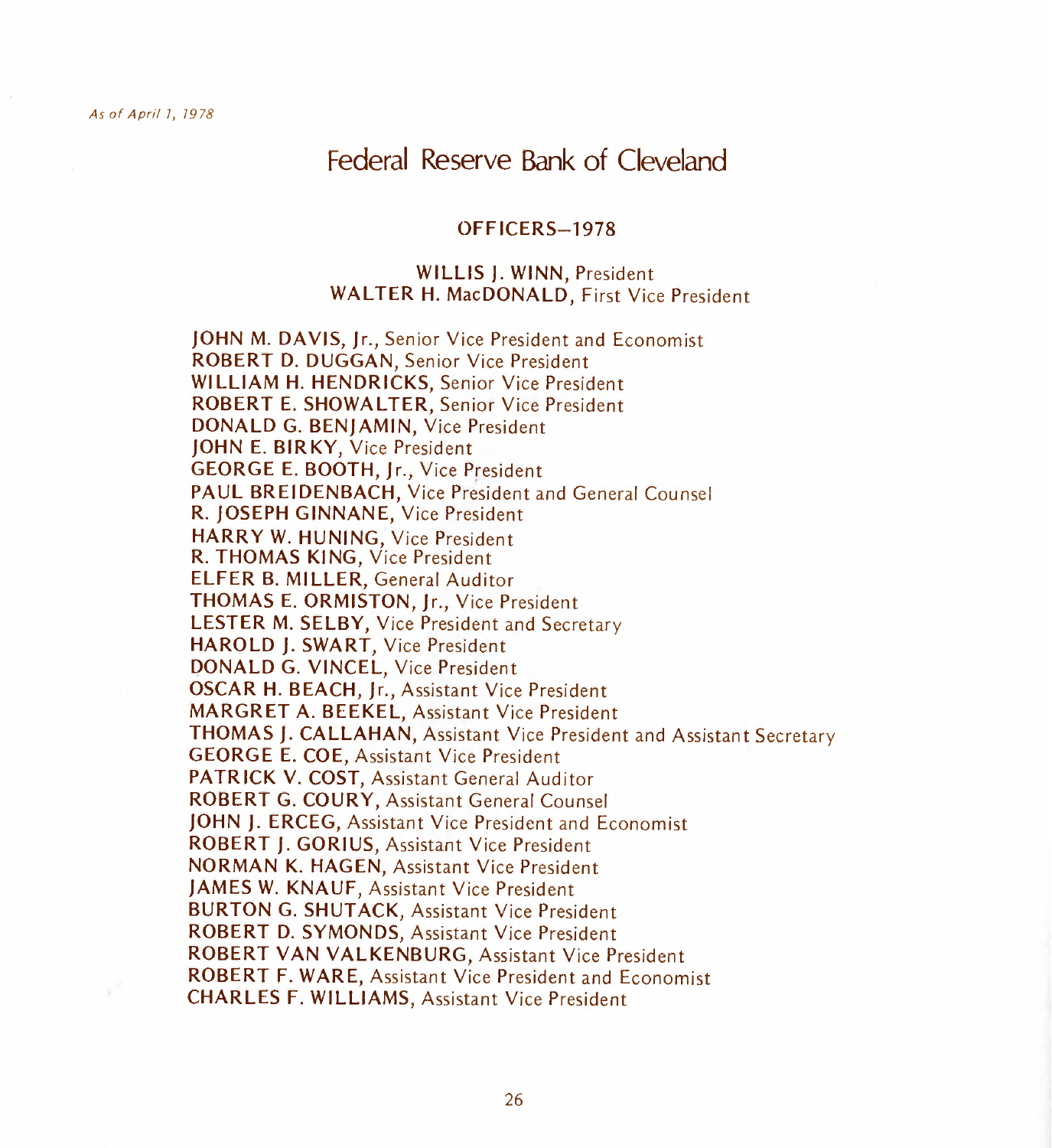*As of April 1, 1978*

# Federal Reserve Bank of Cleveland

## OFFICERS—1978

**WILLIS J. WINN**, President
**WALTER H. MacDONALD**, First Vice President

**JOHN M. DAVIS, Jr.**, Senior Vice President and Economist
**ROBERT D. DUGGAN**, Senior Vice President
**WILLIAM H. HENDRICKS**, Senior Vice President
**ROBERT E. SHOWALTER**, Senior Vice President
**DONALD G. BENJAMIN**, Vice President
**JOHN E. BIRKY**, Vice President
**GEORGE E. BOOTH, Jr.**, Vice President
**PAUL BREIDENBACH**, Vice President and General Counsel
**R. JOSEPH GINNANE**, Vice President
**HARRY W. HUNING**, Vice President
**R. THOMAS KING**, Vice President
**ELFER B. MILLER**, General Auditor
**THOMAS E. ORMISTON, Jr.**, Vice President
**LESTER M. SELBY**, Vice President and Secretary
**HAROLD J. SWART**, Vice President
**DONALD G. VINCEL**, Vice President
**OSCAR H. BEACH, Jr.**, Assistant Vice President
**MARGRET A. BEEKEL**, Assistant Vice President
**THOMAS J. CALLAHAN**, Assistant Vice President and Assistant Secretary
**GEORGE E. COE**, Assistant Vice President
**PATRICK V. COST**, Assistant General Auditor
**ROBERT G. COURY**, Assistant General Counsel
**JOHN J. ERCEG**, Assistant Vice President and Economist
**ROBERT J. GORIUS**, Assistant Vice President
**NORMAN K. HAGEN**, Assistant Vice President
**JAMES W. KNAUF**, Assistant Vice President
**BURTON G. SHUTACK**, Assistant Vice President
**ROBERT D. SYMONDS**, Assistant Vice President
**ROBERT VAN VALKENBURG**, Assistant Vice President
**ROBERT F. WARE**, Assistant Vice President and Economist
**CHARLES F. WILLIAMS**, Assistant Vice President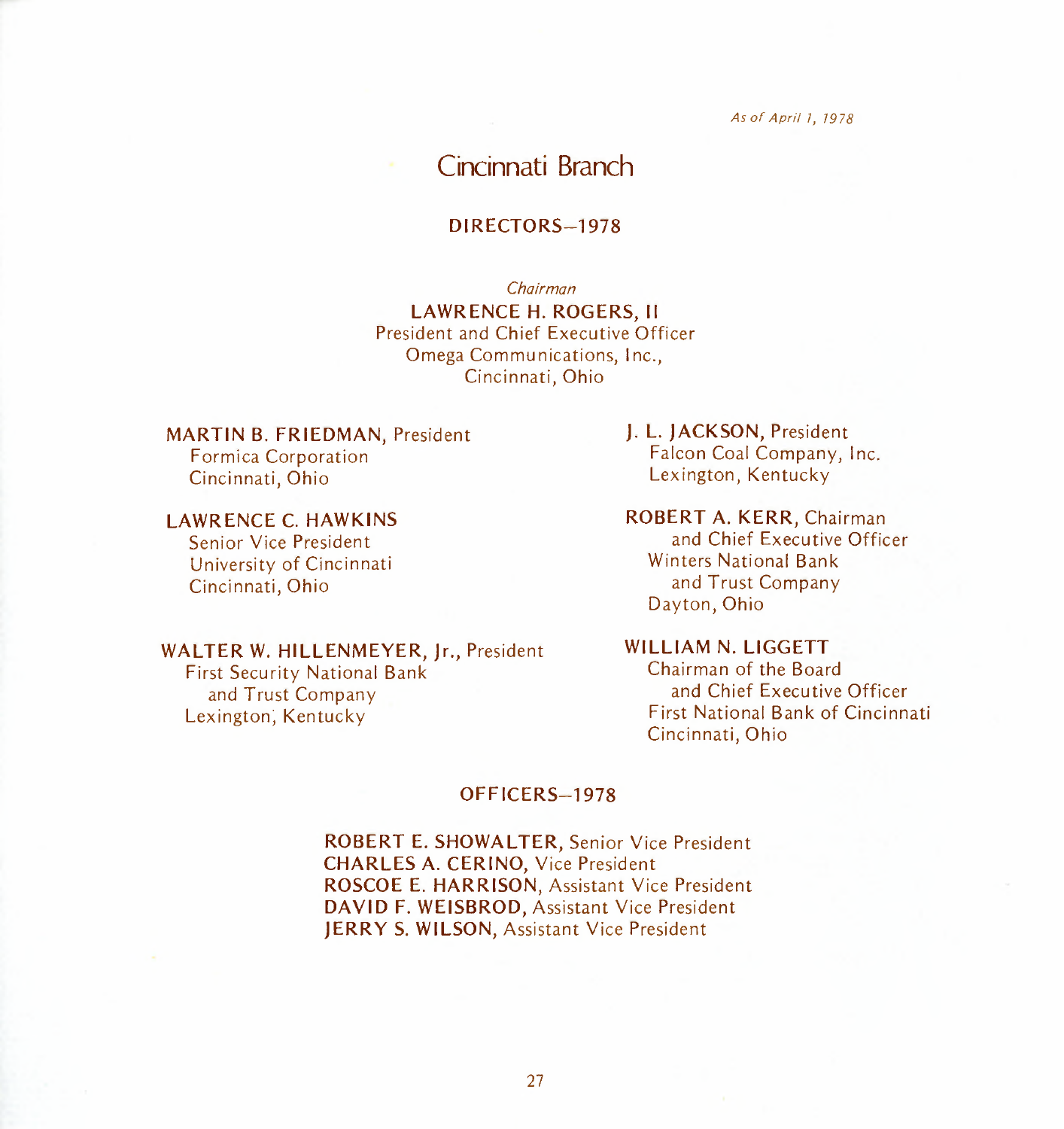*As of April 1, 1978*

# Cincinnati Branch

## DIRECTORS—1978

*Chairman*

**LAWRENCE H. ROGERS, II**
President and Chief Executive Officer
Omega Communications, Inc.,
Cincinnati, Ohio

**MARTIN B. FRIEDMAN**, President
Formica Corporation
Cincinnati, Ohio

**LAWRENCE C. HAWKINS**
Senior Vice President
University of Cincinnati
Cincinnati, Ohio

**WALTER W. HILLENMEYER, Jr.**, President
First Security National Bank
and Trust Company
Lexington, Kentucky

**J. L. JACKSON**, President
Falcon Coal Company, Inc.
Lexington, Kentucky

**ROBERT A. KERR**, Chairman
and Chief Executive Officer
Winters National Bank
and Trust Company
Dayton, Ohio

**WILLIAM N. LIGGETT**
Chairman of the Board
and Chief Executive Officer
First National Bank of Cincinnati
Cincinnati, Ohio

## OFFICERS—1978

**ROBERT E. SHOWALTER**, Senior Vice President
**CHARLES A. CERINO**, Vice President
**ROSCOE E. HARRISON**, Assistant Vice President
**DAVID F. WEISBROD**, Assistant Vice President
**JERRY S. WILSON**, Assistant Vice President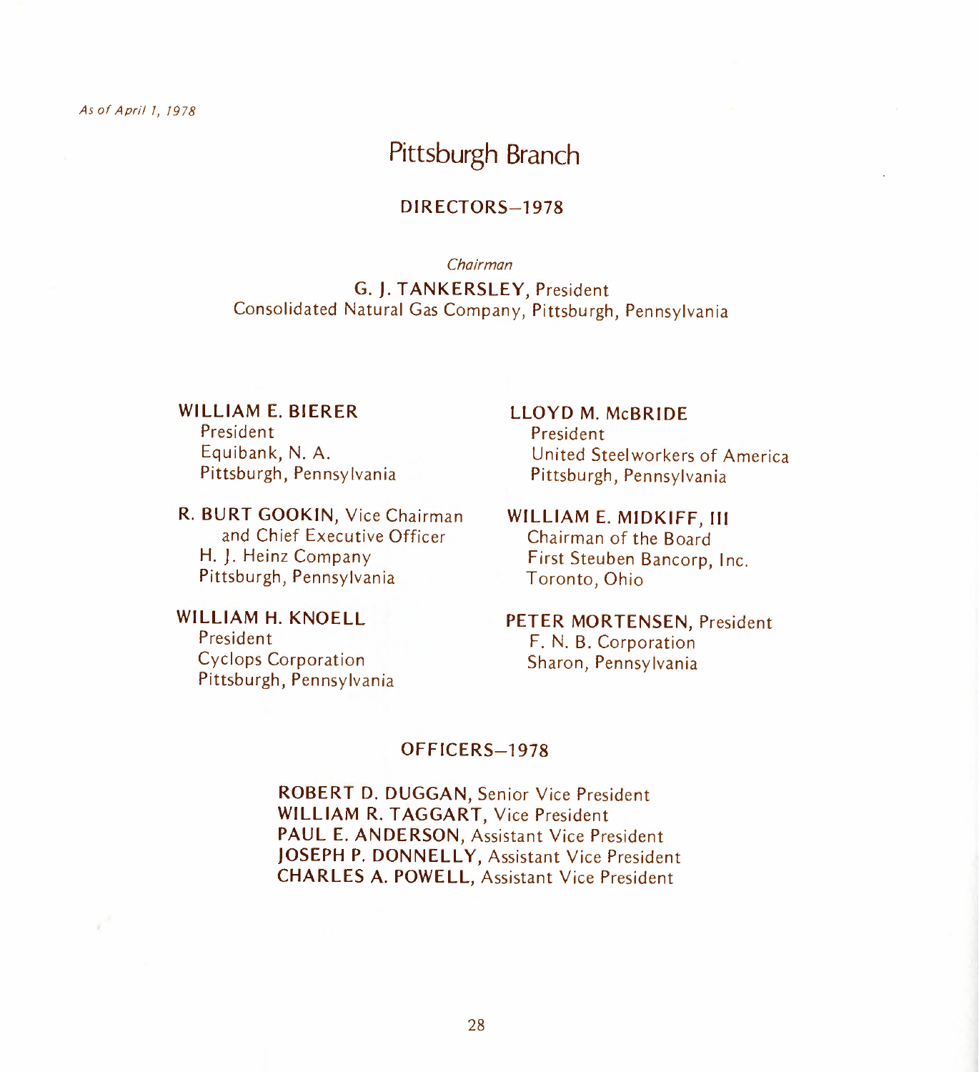*As of April 1, 1978*

# Pittsburgh Branch

## DIRECTORS—1978

*Chairman*

**G. J. TANKERSLEY**, President
Consolidated Natural Gas Company, Pittsburgh, Pennsylvania

**WILLIAM E. BIERER**
President
Equibank, N. A.
Pittsburgh, Pennsylvania

**R. BURT GOOKIN**, Vice Chairman and Chief Executive Officer
H. J. Heinz Company
Pittsburgh, Pennsylvania

**WILLIAM H. KNOELL**
President
Cyclops Corporation
Pittsburgh, Pennsylvania

**LLOYD M. McBRIDE**
President
United Steelworkers of America
Pittsburgh, Pennsylvania

**WILLIAM E. MIDKIFF, III**
Chairman of the Board
First Steuben Bancorp, Inc.
Toronto, Ohio

**PETER MORTENSEN**, President
F. N. B. Corporation
Sharon, Pennsylvania

## OFFICERS—1978

**ROBERT D. DUGGAN**, Senior Vice President
**WILLIAM R. TAGGART**, Vice President
**PAUL E. ANDERSON**, Assistant Vice President
**JOSEPH P. DONNELLY**, Assistant Vice President
**CHARLES A. POWELL**, Assistant Vice President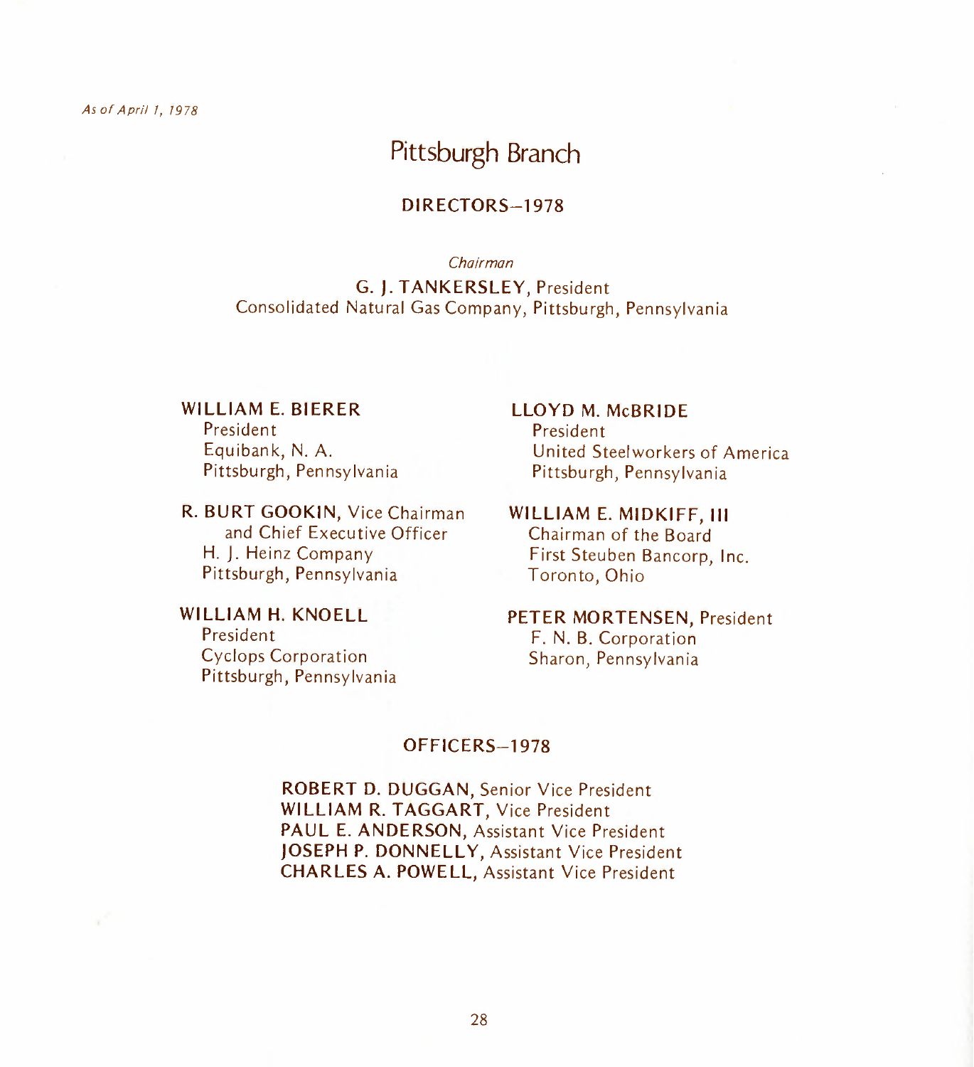*As of April 1, 1978*

# Pittsburgh Branch

## DIRECTORS—1978

*Chairman*

**G. J. TANKERSLEY**, President
Consolidated Natural Gas Company, Pittsburgh, Pennsylvania

**WILLIAM E. BIERER**
President
Equibank, N. A.
Pittsburgh, Pennsylvania

**R. BURT GOOKIN**, Vice Chairman and Chief Executive Officer
H. J. Heinz Company
Pittsburgh, Pennsylvania

**WILLIAM H. KNOELL**
President
Cyclops Corporation
Pittsburgh, Pennsylvania

**LLOYD M. McBRIDE**
President
United Steelworkers of America
Pittsburgh, Pennsylvania

**WILLIAM E. MIDKIFF, III**
Chairman of the Board
First Steuben Bancorp, Inc.
Toronto, Ohio

**PETER MORTENSEN**, President
F. N. B. Corporation
Sharon, Pennsylvania

## OFFICERS—1978

**ROBERT D. DUGGAN**, Senior Vice President
**WILLIAM R. TAGGART**, Vice President
**PAUL E. ANDERSON**, Assistant Vice President
**JOSEPH P. DONNELLY**, Assistant Vice President
**CHARLES A. POWELL**, Assistant Vice President